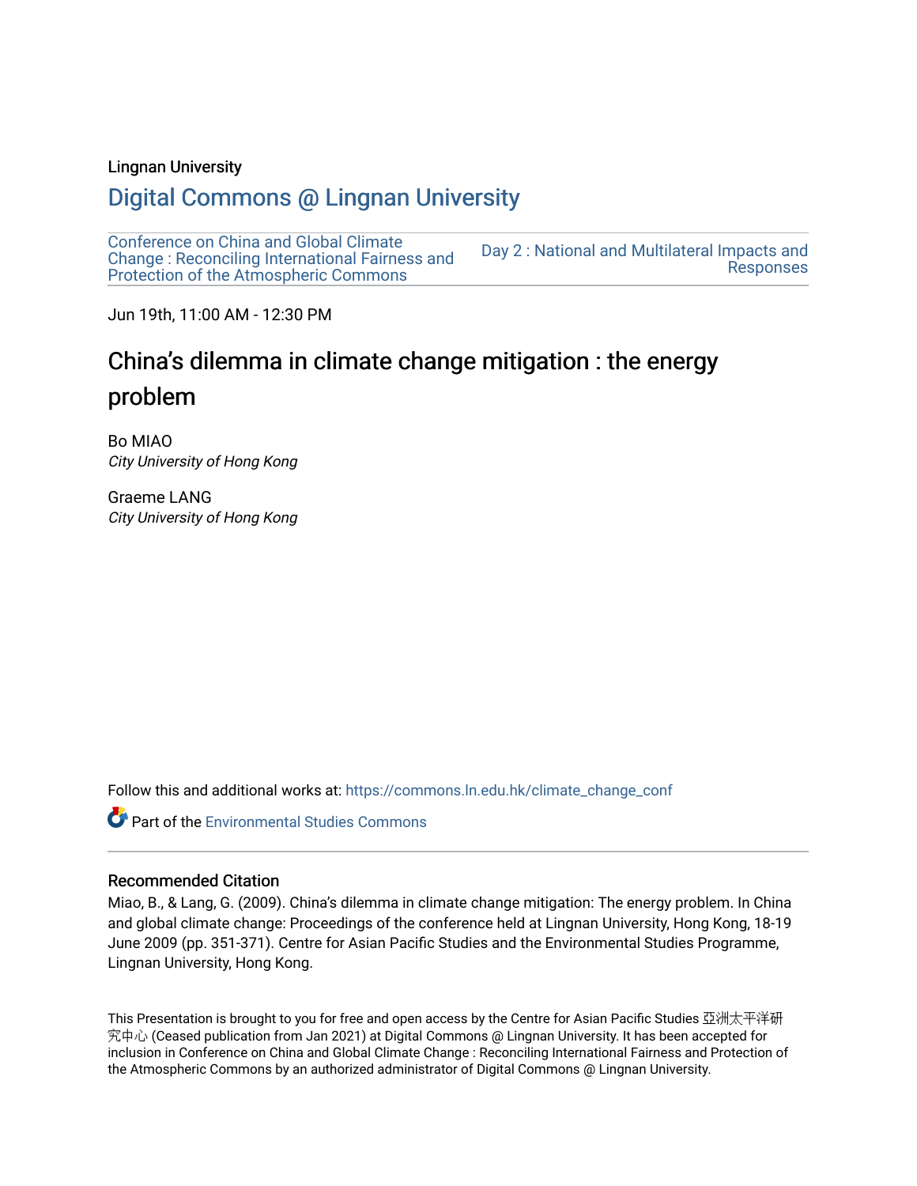Lingnan University

# Digital Commons @ Lingnan University

Conference on China and Global Climate Change : Reconciling International Fairness and Protection of the Atmospheric Commons

Day 2 : National and Multilateral Impacts and Responses

Jun 19th, 11:00 AM - 12:30 PM

## China's dilemma in climate change mitigation : the energy problem

Bo MIAO
*City University of Hong Kong*

Graeme LANG
*City University of Hong Kong*

Follow this and additional works at: https://commons.ln.edu.hk/climate_change_conf

Part of the Environmental Studies Commons

### Recommended Citation

Miao, B., & Lang, G. (2009). China's dilemma in climate change mitigation: The energy problem. In China and global climate change: Proceedings of the conference held at Lingnan University, Hong Kong, 18-19 June 2009 (pp. 351-371). Centre for Asian Pacific Studies and the Environmental Studies Programme, Lingnan University, Hong Kong.

This Presentation is brought to you for free and open access by the Centre for Asian Pacific Studies 亞洲太平洋研究中心 (Ceased publication from Jan 2021) at Digital Commons @ Lingnan University. It has been accepted for inclusion in Conference on China and Global Climate Change : Reconciling International Fairness and Protection of the Atmospheric Commons by an authorized administrator of Digital Commons @ Lingnan University.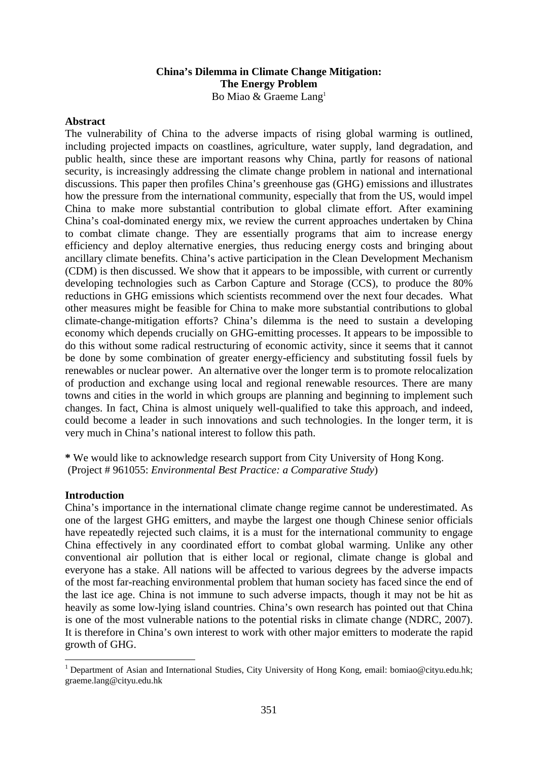# China's Dilemma in Climate Change Mitigation: The Energy Problem

Bo Miao & Graeme Lang[1]

**Abstract**

The vulnerability of China to the adverse impacts of rising global warming is outlined, including projected impacts on coastlines, agriculture, water supply, land degradation, and public health, since these are important reasons why China, partly for reasons of national security, is increasingly addressing the climate change problem in national and international discussions. This paper then profiles China's greenhouse gas (GHG) emissions and illustrates how the pressure from the international community, especially that from the US, would impel China to make more substantial contribution to global climate effort. After examining China's coal-dominated energy mix, we review the current approaches undertaken by China to combat climate change. They are essentially programs that aim to increase energy efficiency and deploy alternative energies, thus reducing energy costs and bringing about ancillary climate benefits. China's active participation in the Clean Development Mechanism (CDM) is then discussed. We show that it appears to be impossible, with current or currently developing technologies such as Carbon Capture and Storage (CCS), to produce the 80% reductions in GHG emissions which scientists recommend over the next four decades. What other measures might be feasible for China to make more substantial contributions to global climate-change-mitigation efforts? China's dilemma is the need to sustain a developing economy which depends crucially on GHG-emitting processes. It appears to be impossible to do this without some radical restructuring of economic activity, since it seems that it cannot be done by some combination of greater energy-efficiency and substituting fossil fuels by renewables or nuclear power. An alternative over the longer term is to promote relocalization of production and exchange using local and regional renewable resources. There are many towns and cities in the world in which groups are planning and beginning to implement such changes. In fact, China is almost uniquely well-qualified to take this approach, and indeed, could become a leader in such innovations and such technologies. In the longer term, it is very much in China's national interest to follow this path.

**\*** We would like to acknowledge research support from City University of Hong Kong. (Project # 961055: *Environmental Best Practice: a Comparative Study*)

**Introduction**

China's importance in the international climate change regime cannot be underestimated. As one of the largest GHG emitters, and maybe the largest one though Chinese senior officials have repeatedly rejected such claims, it is a must for the international community to engage China effectively in any coordinated effort to combat global warming. Unlike any other conventional air pollution that is either local or regional, climate change is global and everyone has a stake. All nations will be affected to various degrees by the adverse impacts of the most far-reaching environmental problem that human society has faced since the end of the last ice age. China is not immune to such adverse impacts, though it may not be hit as heavily as some low-lying island countries. China's own research has pointed out that China is one of the most vulnerable nations to the potential risks in climate change (NDRC, 2007). It is therefore in China's own interest to work with other major emitters to moderate the rapid growth of GHG.

[1] Department of Asian and International Studies, City University of Hong Kong, email: bomiao@cityu.edu.hk; graeme.lang@cityu.edu.hk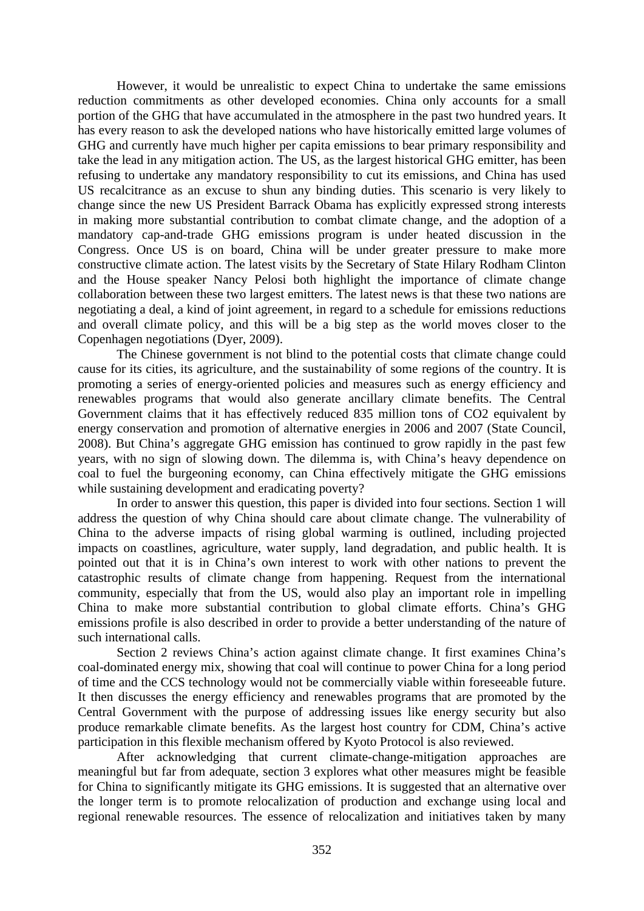However, it would be unrealistic to expect China to undertake the same emissions reduction commitments as other developed economies. China only accounts for a small portion of the GHG that have accumulated in the atmosphere in the past two hundred years. It has every reason to ask the developed nations who have historically emitted large volumes of GHG and currently have much higher per capita emissions to bear primary responsibility and take the lead in any mitigation action. The US, as the largest historical GHG emitter, has been refusing to undertake any mandatory responsibility to cut its emissions, and China has used US recalcitrance as an excuse to shun any binding duties. This scenario is very likely to change since the new US President Barrack Obama has explicitly expressed strong interests in making more substantial contribution to combat climate change, and the adoption of a mandatory cap-and-trade GHG emissions program is under heated discussion in the Congress. Once US is on board, China will be under greater pressure to make more constructive climate action. The latest visits by the Secretary of State Hilary Rodham Clinton and the House speaker Nancy Pelosi both highlight the importance of climate change collaboration between these two largest emitters. The latest news is that these two nations are negotiating a deal, a kind of joint agreement, in regard to a schedule for emissions reductions and overall climate policy, and this will be a big step as the world moves closer to the Copenhagen negotiations (Dyer, 2009).

The Chinese government is not blind to the potential costs that climate change could cause for its cities, its agriculture, and the sustainability of some regions of the country. It is promoting a series of energy-oriented policies and measures such as energy efficiency and renewables programs that would also generate ancillary climate benefits. The Central Government claims that it has effectively reduced 835 million tons of $CO_2$ equivalent by energy conservation and promotion of alternative energies in 2006 and 2007 (State Council, 2008). But China's aggregate GHG emission has continued to grow rapidly in the past few years, with no sign of slowing down. The dilemma is, with China's heavy dependence on coal to fuel the burgeoning economy, can China effectively mitigate the GHG emissions while sustaining development and eradicating poverty?

In order to answer this question, this paper is divided into four sections. Section 1 will address the question of why China should care about climate change. The vulnerability of China to the adverse impacts of rising global warming is outlined, including projected impacts on coastlines, agriculture, water supply, land degradation, and public health. It is pointed out that it is in China's own interest to work with other nations to prevent the catastrophic results of climate change from happening. Request from the international community, especially that from the US, would also play an important role in impelling China to make more substantial contribution to global climate efforts. China's GHG emissions profile is also described in order to provide a better understanding of the nature of such international calls.

Section 2 reviews China's action against climate change. It first examines China's coal-dominated energy mix, showing that coal will continue to power China for a long period of time and the CCS technology would not be commercially viable within foreseeable future. It then discusses the energy efficiency and renewables programs that are promoted by the Central Government with the purpose of addressing issues like energy security but also produce remarkable climate benefits. As the largest host country for CDM, China's active participation in this flexible mechanism offered by Kyoto Protocol is also reviewed.

After acknowledging that current climate-change-mitigation approaches are meaningful but far from adequate, section 3 explores what other measures might be feasible for China to significantly mitigate its GHG emissions. It is suggested that an alternative over the longer term is to promote relocalization of production and exchange using local and regional renewable resources. The essence of relocalization and initiatives taken by many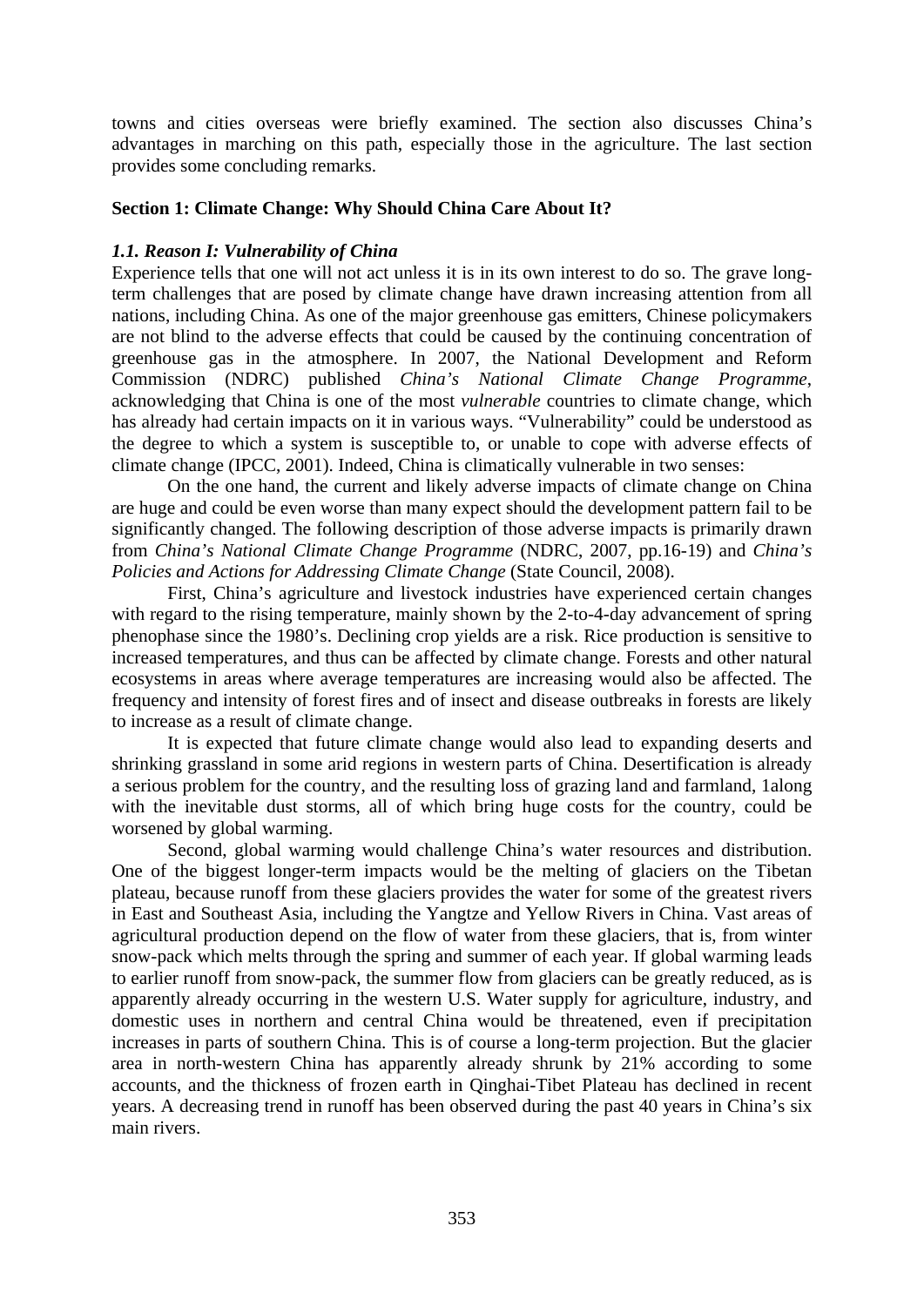towns and cities overseas were briefly examined. The section also discusses China's advantages in marching on this path, especially those in the agriculture. The last section provides some concluding remarks.

## Section 1: Climate Change: Why Should China Care About It?

### *1.1. Reason I: Vulnerability of China*

Experience tells that one will not act unless it is in its own interest to do so. The grave long-term challenges that are posed by climate change have drawn increasing attention from all nations, including China. As one of the major greenhouse gas emitters, Chinese policymakers are not blind to the adverse effects that could be caused by the continuing concentration of greenhouse gas in the atmosphere. In 2007, the National Development and Reform Commission (NDRC) published *China's National Climate Change Programme*, acknowledging that China is one of the most *vulnerable* countries to climate change, which has already had certain impacts on it in various ways. "Vulnerability" could be understood as the degree to which a system is susceptible to, or unable to cope with adverse effects of climate change (IPCC, 2001). Indeed, China is climatically vulnerable in two senses:

On the one hand, the current and likely adverse impacts of climate change on China are huge and could be even worse than many expect should the development pattern fail to be significantly changed. The following description of those adverse impacts is primarily drawn from *China's National Climate Change Programme* (NDRC, 2007, pp.16-19) and *China's Policies and Actions for Addressing Climate Change* (State Council, 2008).

First, China's agriculture and livestock industries have experienced certain changes with regard to the rising temperature, mainly shown by the 2-to-4-day advancement of spring phenophase since the 1980's. Declining crop yields are a risk. Rice production is sensitive to increased temperatures, and thus can be affected by climate change. Forests and other natural ecosystems in areas where average temperatures are increasing would also be affected. The frequency and intensity of forest fires and of insect and disease outbreaks in forests are likely to increase as a result of climate change.

It is expected that future climate change would also lead to expanding deserts and shrinking grassland in some arid regions in western parts of China. Desertification is already a serious problem for the country, and the resulting loss of grazing land and farmland, 1along with the inevitable dust storms, all of which bring huge costs for the country, could be worsened by global warming.

Second, global warming would challenge China's water resources and distribution. One of the biggest longer-term impacts would be the melting of glaciers on the Tibetan plateau, because runoff from these glaciers provides the water for some of the greatest rivers in East and Southeast Asia, including the Yangtze and Yellow Rivers in China. Vast areas of agricultural production depend on the flow of water from these glaciers, that is, from winter snow-pack which melts through the spring and summer of each year. If global warming leads to earlier runoff from snow-pack, the summer flow from glaciers can be greatly reduced, as is apparently already occurring in the western U.S. Water supply for agriculture, industry, and domestic uses in northern and central China would be threatened, even if precipitation increases in parts of southern China. This is of course a long-term projection. But the glacier area in north-western China has apparently already shrunk by 21% according to some accounts, and the thickness of frozen earth in Qinghai-Tibet Plateau has declined in recent years. A decreasing trend in runoff has been observed during the past 40 years in China's six main rivers.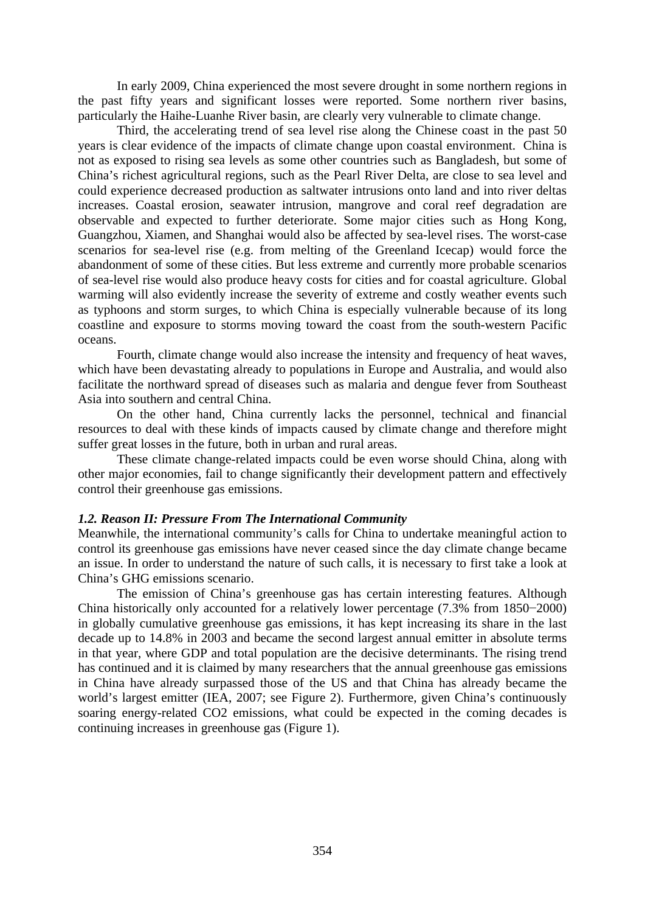In early 2009, China experienced the most severe drought in some northern regions in the past fifty years and significant losses were reported. Some northern river basins, particularly the Haihe-Luanhe River basin, are clearly very vulnerable to climate change.

Third, the accelerating trend of sea level rise along the Chinese coast in the past 50 years is clear evidence of the impacts of climate change upon coastal environment. China is not as exposed to rising sea levels as some other countries such as Bangladesh, but some of China's richest agricultural regions, such as the Pearl River Delta, are close to sea level and could experience decreased production as saltwater intrusions onto land and into river deltas increases. Coastal erosion, seawater intrusion, mangrove and coral reef degradation are observable and expected to further deteriorate. Some major cities such as Hong Kong, Guangzhou, Xiamen, and Shanghai would also be affected by sea-level rises. The worst-case scenarios for sea-level rise (e.g. from melting of the Greenland Icecap) would force the abandonment of some of these cities. But less extreme and currently more probable scenarios of sea-level rise would also produce heavy costs for cities and for coastal agriculture. Global warming will also evidently increase the severity of extreme and costly weather events such as typhoons and storm surges, to which China is especially vulnerable because of its long coastline and exposure to storms moving toward the coast from the south-western Pacific oceans.

Fourth, climate change would also increase the intensity and frequency of heat waves, which have been devastating already to populations in Europe and Australia, and would also facilitate the northward spread of diseases such as malaria and dengue fever from Southeast Asia into southern and central China.

On the other hand, China currently lacks the personnel, technical and financial resources to deal with these kinds of impacts caused by climate change and therefore might suffer great losses in the future, both in urban and rural areas.

These climate change-related impacts could be even worse should China, along with other major economies, fail to change significantly their development pattern and effectively control their greenhouse gas emissions.

### *1.2. Reason II: Pressure From The International Community*

Meanwhile, the international community's calls for China to undertake meaningful action to control its greenhouse gas emissions have never ceased since the day climate change became an issue. In order to understand the nature of such calls, it is necessary to first take a look at China's GHG emissions scenario.

The emission of China's greenhouse gas has certain interesting features. Although China historically only accounted for a relatively lower percentage (7.3% from 1850−2000) in globally cumulative greenhouse gas emissions, it has kept increasing its share in the last decade up to 14.8% in 2003 and became the second largest annual emitter in absolute terms in that year, where GDP and total population are the decisive determinants. The rising trend has continued and it is claimed by many researchers that the annual greenhouse gas emissions in China have already surpassed those of the US and that China has already became the world's largest emitter (IEA, 2007; see Figure 2). Furthermore, given China's continuously soaring energy-related $CO_2$ emissions, what could be expected in the coming decades is continuing increases in greenhouse gas (Figure 1).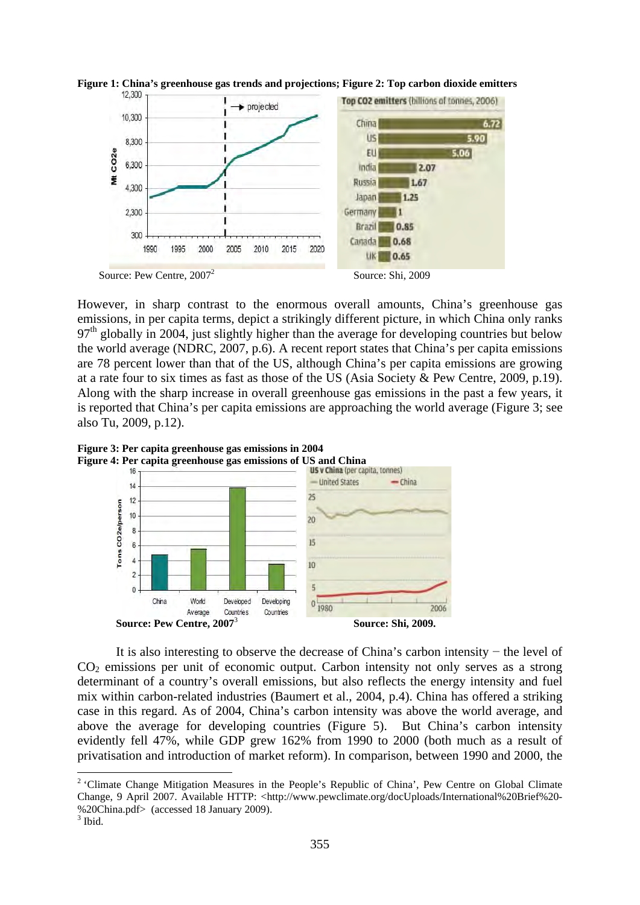**Figure 1: China's greenhouse gas trends and projections; Figure 2: Top carbon dioxide emitters**

Source: Pew Centre, 2007[2]

Source: Shi, 2009

However, in sharp contrast to the enormous overall amounts, China's greenhouse gas emissions, in per capita terms, depict a strikingly different picture, in which China only ranks 97th globally in 2004, just slightly higher than the average for developing countries but below the world average (NDRC, 2007, p.6). A recent report states that China's per capita emissions are 78 percent lower than that of the US, although China's per capita emissions are growing at a rate four to six times as fast as those of the US (Asia Society & Pew Centre, 2009, p.19). Along with the sharp increase in overall greenhouse gas emissions in the past a few years, it is reported that China's per capita emissions are approaching the world average (Figure 3; see also Tu, 2009, p.12).

**Figure 3: Per capita greenhouse gas emissions in 2004**
**Figure 4: Per capita greenhouse gas emissions of US and China**

**Source: Pew Centre, 2007**[3]

**Source: Shi, 2009.**

It is also interesting to observe the decrease of China's carbon intensity − the level of $CO_2$ emissions per unit of economic output. Carbon intensity not only serves as a strong determinant of a country's overall emissions, but also reflects the energy intensity and fuel mix within carbon-related industries (Baumert et al., 2004, p.4). China has offered a striking case in this regard. As of 2004, China's carbon intensity was above the world average, and above the average for developing countries (Figure 5). But China's carbon intensity evidently fell 47%, while GDP grew 162% from 1990 to 2000 (both much as a result of privatisation and introduction of market reform). In comparison, between 1990 and 2000, the

[2] 'Climate Change Mitigation Measures in the People's Republic of China', Pew Centre on Global Climate Change, 9 April 2007. Available HTTP: <http://www.pewclimate.org/docUploads/International%20Brief%20-%20China.pdf> (accessed 18 January 2009).

[3] Ibid.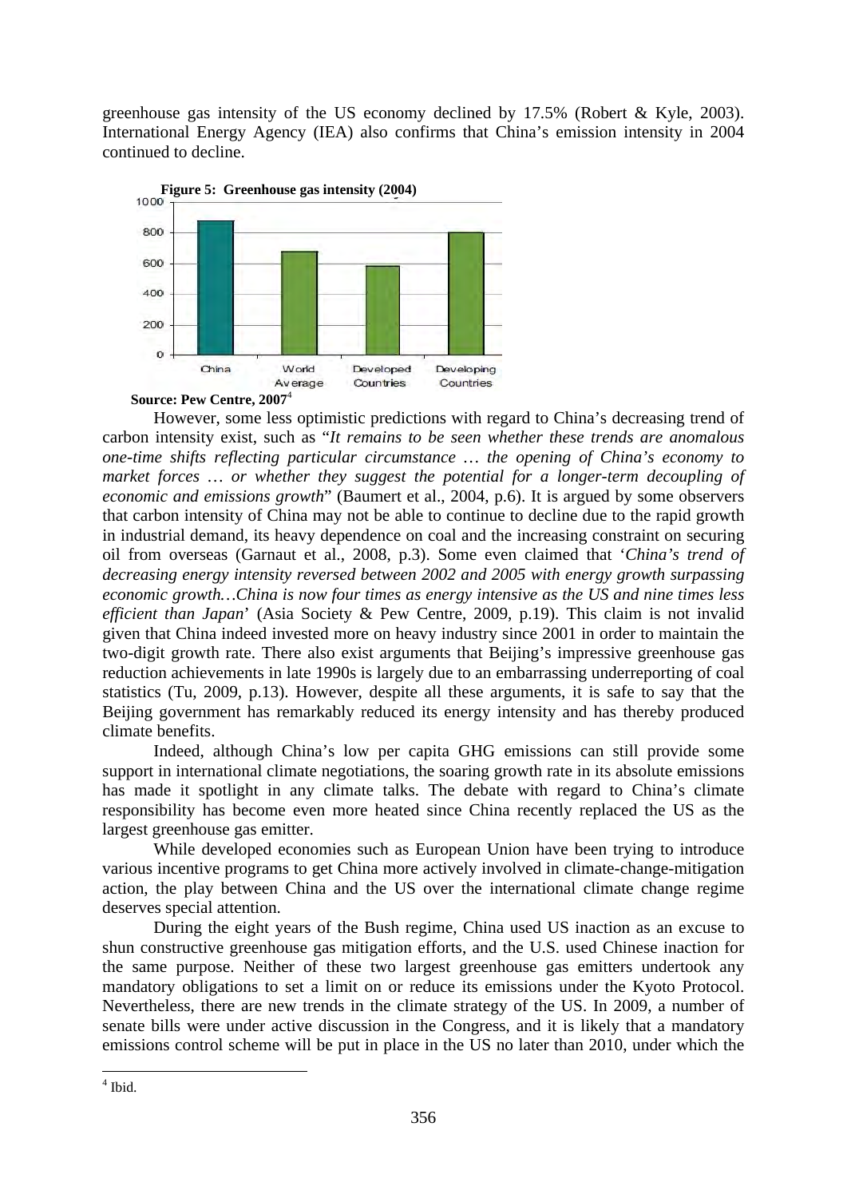greenhouse gas intensity of the US economy declined by 17.5% (Robert & Kyle, 2003). International Energy Agency (IEA) also confirms that China's emission intensity in 2004 continued to decline.

**Figure 5: Greenhouse gas intensity (2004)**

**Source: Pew Centre, 2007**[4]

However, some less optimistic predictions with regard to China's decreasing trend of carbon intensity exist, such as "*It remains to be seen whether these trends are anomalous one-time shifts reflecting particular circumstance … the opening of China's economy to market forces … or whether they suggest the potential for a longer-term decoupling of economic and emissions growth*" (Baumert et al., 2004, p.6). It is argued by some observers that carbon intensity of China may not be able to continue to decline due to the rapid growth in industrial demand, its heavy dependence on coal and the increasing constraint on securing oil from overseas (Garnaut et al., 2008, p.3). Some even claimed that '*China's trend of decreasing energy intensity reversed between 2002 and 2005 with energy growth surpassing economic growth…China is now four times as energy intensive as the US and nine times less efficient than Japan*' (Asia Society & Pew Centre, 2009, p.19). This claim is not invalid given that China indeed invested more on heavy industry since 2001 in order to maintain the two-digit growth rate. There also exist arguments that Beijing's impressive greenhouse gas reduction achievements in late 1990s is largely due to an embarrassing underreporting of coal statistics (Tu, 2009, p.13). However, despite all these arguments, it is safe to say that the Beijing government has remarkably reduced its energy intensity and has thereby produced climate benefits.

Indeed, although China's low per capita GHG emissions can still provide some support in international climate negotiations, the soaring growth rate in its absolute emissions has made it spotlight in any climate talks. The debate with regard to China's climate responsibility has become even more heated since China recently replaced the US as the largest greenhouse gas emitter.

While developed economies such as European Union have been trying to introduce various incentive programs to get China more actively involved in climate-change-mitigation action, the play between China and the US over the international climate change regime deserves special attention.

During the eight years of the Bush regime, China used US inaction as an excuse to shun constructive greenhouse gas mitigation efforts, and the U.S. used Chinese inaction for the same purpose. Neither of these two largest greenhouse gas emitters undertook any mandatory obligations to set a limit on or reduce its emissions under the Kyoto Protocol. Nevertheless, there are new trends in the climate strategy of the US. In 2009, a number of senate bills were under active discussion in the Congress, and it is likely that a mandatory emissions control scheme will be put in place in the US no later than 2010, under which the

[4] Ibid.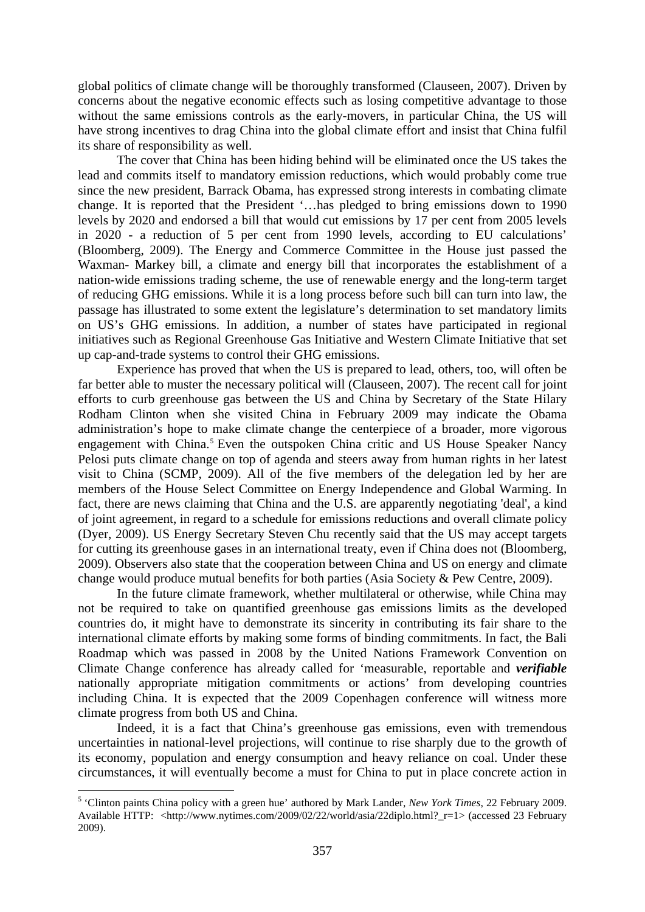global politics of climate change will be thoroughly transformed (Clauseen, 2007). Driven by concerns about the negative economic effects such as losing competitive advantage to those without the same emissions controls as the early-movers, in particular China, the US will have strong incentives to drag China into the global climate effort and insist that China fulfil its share of responsibility as well.

The cover that China has been hiding behind will be eliminated once the US takes the lead and commits itself to mandatory emission reductions, which would probably come true since the new president, Barrack Obama, has expressed strong interests in combating climate change. It is reported that the President '…has pledged to bring emissions down to 1990 levels by 2020 and endorsed a bill that would cut emissions by 17 per cent from 2005 levels in 2020 - a reduction of 5 per cent from 1990 levels, according to EU calculations' (Bloomberg, 2009). The Energy and Commerce Committee in the House just passed the Waxman- Markey bill, a climate and energy bill that incorporates the establishment of a nation-wide emissions trading scheme, the use of renewable energy and the long-term target of reducing GHG emissions. While it is a long process before such bill can turn into law, the passage has illustrated to some extent the legislature's determination to set mandatory limits on US's GHG emissions. In addition, a number of states have participated in regional initiatives such as Regional Greenhouse Gas Initiative and Western Climate Initiative that set up cap-and-trade systems to control their GHG emissions.

Experience has proved that when the US is prepared to lead, others, too, will often be far better able to muster the necessary political will (Clauseen, 2007). The recent call for joint efforts to curb greenhouse gas between the US and China by Secretary of the State Hilary Rodham Clinton when she visited China in February 2009 may indicate the Obama administration's hope to make climate change the centerpiece of a broader, more vigorous engagement with China.[5] Even the outspoken China critic and US House Speaker Nancy Pelosi puts climate change on top of agenda and steers away from human rights in her latest visit to China (SCMP, 2009). All of the five members of the delegation led by her are members of the House Select Committee on Energy Independence and Global Warming. In fact, there are news claiming that China and the U.S. are apparently negotiating 'deal', a kind of joint agreement, in regard to a schedule for emissions reductions and overall climate policy (Dyer, 2009). US Energy Secretary Steven Chu recently said that the US may accept targets for cutting its greenhouse gases in an international treaty, even if China does not (Bloomberg, 2009). Observers also state that the cooperation between China and US on energy and climate change would produce mutual benefits for both parties (Asia Society & Pew Centre, 2009).

In the future climate framework, whether multilateral or otherwise, while China may not be required to take on quantified greenhouse gas emissions limits as the developed countries do, it might have to demonstrate its sincerity in contributing its fair share to the international climate efforts by making some forms of binding commitments. In fact, the Bali Roadmap which was passed in 2008 by the United Nations Framework Convention on Climate Change conference has already called for 'measurable, reportable and ***verifiable*** nationally appropriate mitigation commitments or actions' from developing countries including China. It is expected that the 2009 Copenhagen conference will witness more climate progress from both US and China.

Indeed, it is a fact that China's greenhouse gas emissions, even with tremendous uncertainties in national-level projections, will continue to rise sharply due to the growth of its economy, population and energy consumption and heavy reliance on coal. Under these circumstances, it will eventually become a must for China to put in place concrete action in

---

[5] 'Clinton paints China policy with a green hue' authored by Mark Lander, *New York Times*, 22 February 2009. Available HTTP: <http://www.nytimes.com/2009/02/22/world/asia/22diplo.html?_r=1> (accessed 23 February 2009).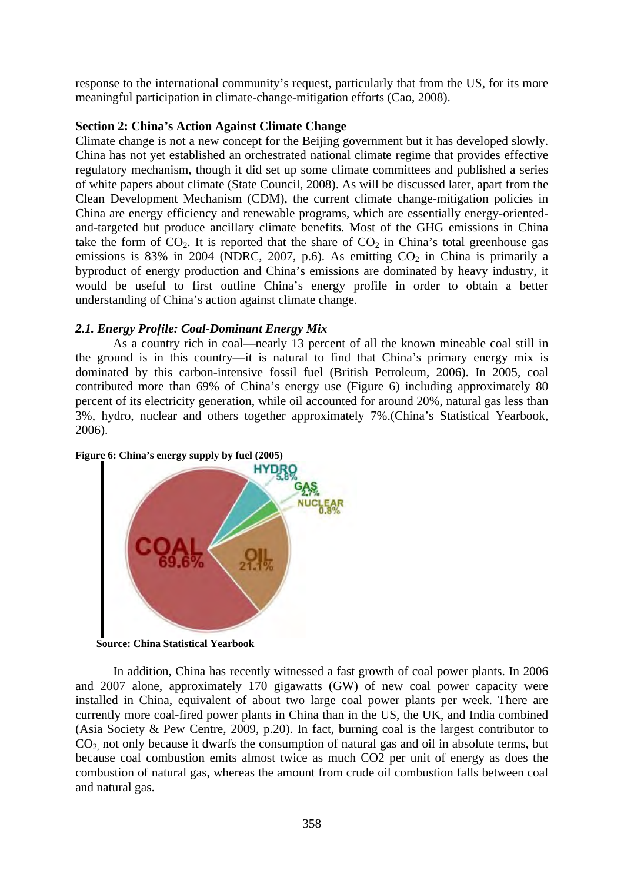response to the international community's request, particularly that from the US, for its more meaningful participation in climate-change-mitigation efforts (Cao, 2008).

**Section 2: China's Action Against Climate Change**

Climate change is not a new concept for the Beijing government but it has developed slowly. China has not yet established an orchestrated national climate regime that provides effective regulatory mechanism, though it did set up some climate committees and published a series of white papers about climate (State Council, 2008). As will be discussed later, apart from the Clean Development Mechanism (CDM), the current climate change-mitigation policies in China are energy efficiency and renewable programs, which are essentially energy-oriented-and-targeted but produce ancillary climate benefits. Most of the GHG emissions in China take the form of $CO_2$. It is reported that the share of $CO_2$ in China's total greenhouse gas emissions is 83% in 2004 (NDRC, 2007, p.6). As emitting $CO_2$ in China is primarily a byproduct of energy production and China's emissions are dominated by heavy industry, it would be useful to first outline China's energy profile in order to obtain a better understanding of China's action against climate change.

### *2.1. Energy Profile: Coal-Dominant Energy Mix*

As a country rich in coal—nearly 13 percent of all the known mineable coal still in the ground is in this country—it is natural to find that China's primary energy mix is dominated by this carbon-intensive fossil fuel (British Petroleum, 2006). In 2005, coal contributed more than 69% of China's energy use (Figure 6) including approximately 80 percent of its electricity generation, while oil accounted for around 20%, natural gas less than 3%, hydro, nuclear and others together approximately 7%.(China's Statistical Yearbook, 2006).

**Figure 6: China's energy supply by fuel (2005)**

COAL 69.6%, OIL 21.1%, HYDRO 5.8%, GAS 2.7%, NUCLEAR 0.8%

**Source: China Statistical Yearbook**

In addition, China has recently witnessed a fast growth of coal power plants. In 2006 and 2007 alone, approximately 170 gigawatts (GW) of new coal power capacity were installed in China, equivalent of about two large coal power plants per week. There are currently more coal-fired power plants in China than in the US, the UK, and India combined (Asia Society & Pew Centre, 2009, p.20). In fact, burning coal is the largest contributor to $CO_2$, not only because it dwarfs the consumption of natural gas and oil in absolute terms, but because coal combustion emits almost twice as much CO2 per unit of energy as does the combustion of natural gas, whereas the amount from crude oil combustion falls between coal and natural gas.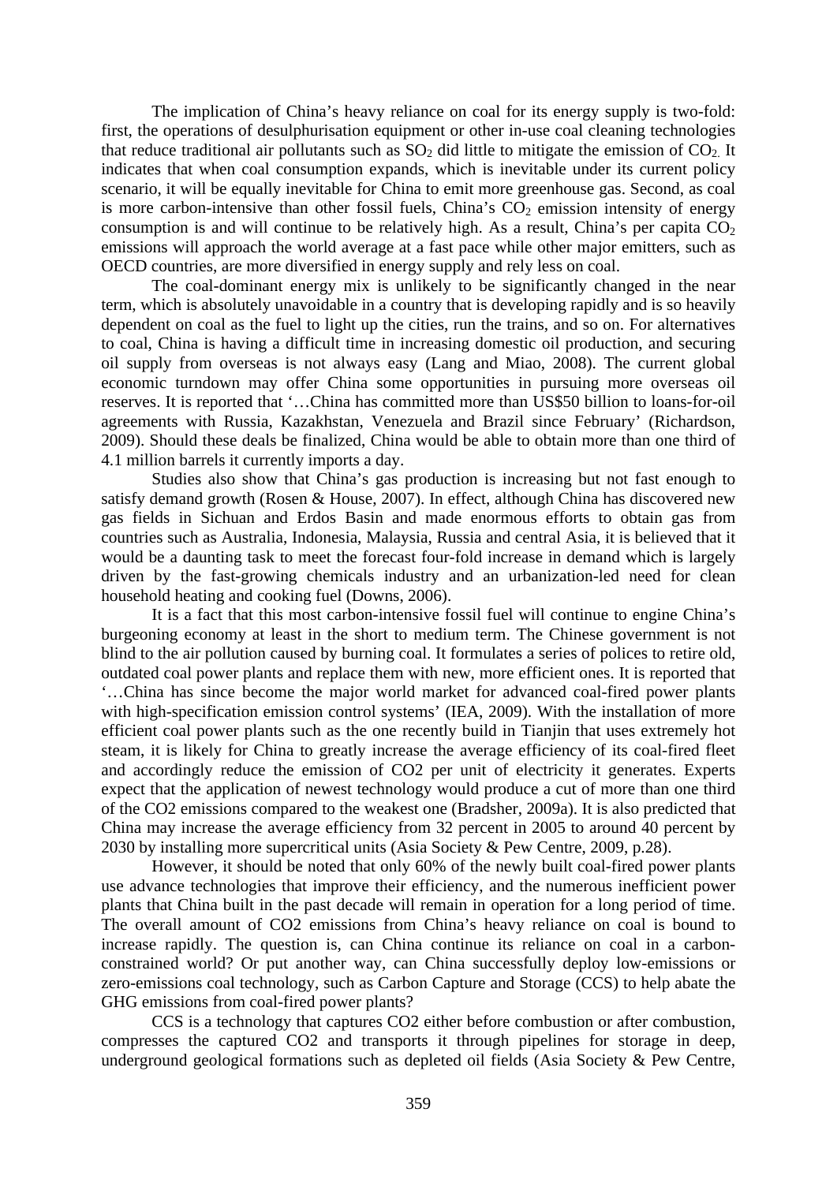The implication of China's heavy reliance on coal for its energy supply is two-fold: first, the operations of desulphurisation equipment or other in-use coal cleaning technologies that reduce traditional air pollutants such as $SO_2$ did little to mitigate the emission of $CO_2$. It indicates that when coal consumption expands, which is inevitable under its current policy scenario, it will be equally inevitable for China to emit more greenhouse gas. Second, as coal is more carbon-intensive than other fossil fuels, China's $CO_2$ emission intensity of energy consumption is and will continue to be relatively high. As a result, China's per capita $CO_2$ emissions will approach the world average at a fast pace while other major emitters, such as OECD countries, are more diversified in energy supply and rely less on coal.

The coal-dominant energy mix is unlikely to be significantly changed in the near term, which is absolutely unavoidable in a country that is developing rapidly and is so heavily dependent on coal as the fuel to light up the cities, run the trains, and so on. For alternatives to coal, China is having a difficult time in increasing domestic oil production, and securing oil supply from overseas is not always easy (Lang and Miao, 2008). The current global economic turndown may offer China some opportunities in pursuing more overseas oil reserves. It is reported that '…China has committed more than US$50 billion to loans-for-oil agreements with Russia, Kazakhstan, Venezuela and Brazil since February' (Richardson, 2009). Should these deals be finalized, China would be able to obtain more than one third of 4.1 million barrels it currently imports a day.

Studies also show that China's gas production is increasing but not fast enough to satisfy demand growth (Rosen & House, 2007). In effect, although China has discovered new gas fields in Sichuan and Erdos Basin and made enormous efforts to obtain gas from countries such as Australia, Indonesia, Malaysia, Russia and central Asia, it is believed that it would be a daunting task to meet the forecast four-fold increase in demand which is largely driven by the fast-growing chemicals industry and an urbanization-led need for clean household heating and cooking fuel (Downs, 2006).

It is a fact that this most carbon-intensive fossil fuel will continue to engine China's burgeoning economy at least in the short to medium term. The Chinese government is not blind to the air pollution caused by burning coal. It formulates a series of polices to retire old, outdated coal power plants and replace them with new, more efficient ones. It is reported that '…China has since become the major world market for advanced coal-fired power plants with high-specification emission control systems' (IEA, 2009). With the installation of more efficient coal power plants such as the one recently build in Tianjin that uses extremely hot steam, it is likely for China to greatly increase the average efficiency of its coal-fired fleet and accordingly reduce the emission of CO2 per unit of electricity it generates. Experts expect that the application of newest technology would produce a cut of more than one third of the CO2 emissions compared to the weakest one (Bradsher, 2009a). It is also predicted that China may increase the average efficiency from 32 percent in 2005 to around 40 percent by 2030 by installing more supercritical units (Asia Society & Pew Centre, 2009, p.28).

However, it should be noted that only 60% of the newly built coal-fired power plants use advance technologies that improve their efficiency, and the numerous inefficient power plants that China built in the past decade will remain in operation for a long period of time. The overall amount of CO2 emissions from China's heavy reliance on coal is bound to increase rapidly. The question is, can China continue its reliance on coal in a carbon-constrained world? Or put another way, can China successfully deploy low-emissions or zero-emissions coal technology, such as Carbon Capture and Storage (CCS) to help abate the GHG emissions from coal-fired power plants?

CCS is a technology that captures CO2 either before combustion or after combustion, compresses the captured CO2 and transports it through pipelines for storage in deep, underground geological formations such as depleted oil fields (Asia Society & Pew Centre,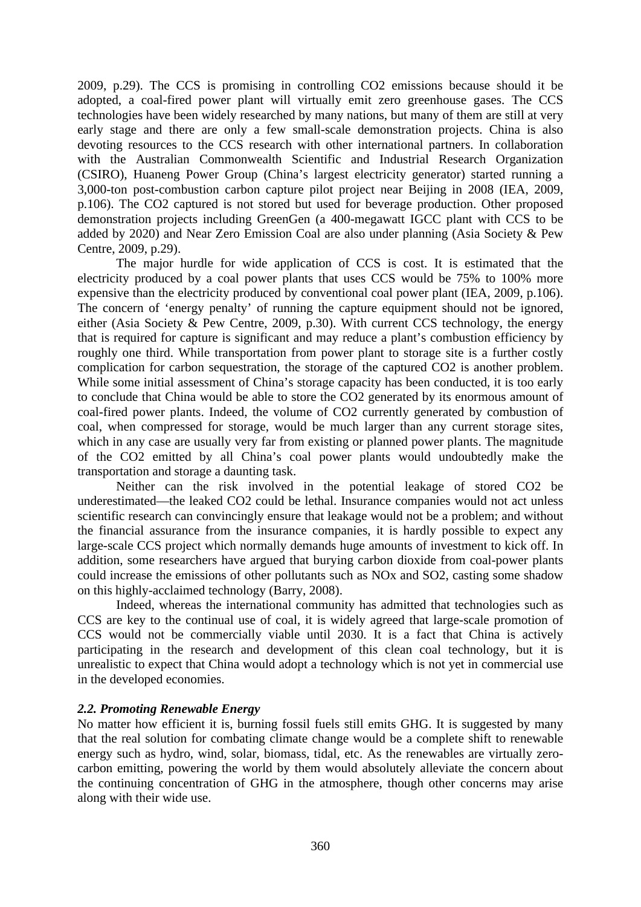2009, p.29). The CCS is promising in controlling $CO_2$ emissions because should it be adopted, a coal-fired power plant will virtually emit zero greenhouse gases. The CCS technologies have been widely researched by many nations, but many of them are still at very early stage and there are only a few small-scale demonstration projects. China is also devoting resources to the CCS research with other international partners. In collaboration with the Australian Commonwealth Scientific and Industrial Research Organization (CSIRO), Huaneng Power Group (China's largest electricity generator) started running a 3,000-ton post-combustion carbon capture pilot project near Beijing in 2008 (IEA, 2009, p.106). The $CO_2$ captured is not stored but used for beverage production. Other proposed demonstration projects including GreenGen (a 400-megawatt IGCC plant with CCS to be added by 2020) and Near Zero Emission Coal are also under planning (Asia Society & Pew Centre, 2009, p.29).

The major hurdle for wide application of CCS is cost. It is estimated that the electricity produced by a coal power plants that uses CCS would be 75% to 100% more expensive than the electricity produced by conventional coal power plant (IEA, 2009, p.106). The concern of 'energy penalty' of running the capture equipment should not be ignored, either (Asia Society & Pew Centre, 2009, p.30). With current CCS technology, the energy that is required for capture is significant and may reduce a plant's combustion efficiency by roughly one third. While transportation from power plant to storage site is a further costly complication for carbon sequestration, the storage of the captured $CO_2$ is another problem. While some initial assessment of China's storage capacity has been conducted, it is too early to conclude that China would be able to store the $CO_2$ generated by its enormous amount of coal-fired power plants. Indeed, the volume of $CO_2$ currently generated by combustion of coal, when compressed for storage, would be much larger than any current storage sites, which in any case are usually very far from existing or planned power plants. The magnitude of the $CO_2$ emitted by all China's coal power plants would undoubtedly make the transportation and storage a daunting task.

Neither can the risk involved in the potential leakage of stored $CO_2$ be underestimated—the leaked $CO_2$ could be lethal. Insurance companies would not act unless scientific research can convincingly ensure that leakage would not be a problem; and without the financial assurance from the insurance companies, it is hardly possible to expect any large-scale CCS project which normally demands huge amounts of investment to kick off. In addition, some researchers have argued that burying carbon dioxide from coal-power plants could increase the emissions of other pollutants such as $NO_x$ and $SO_2$, casting some shadow on this highly-acclaimed technology (Barry, 2008).

Indeed, whereas the international community has admitted that technologies such as CCS are key to the continual use of coal, it is widely agreed that large-scale promotion of CCS would not be commercially viable until 2030. It is a fact that China is actively participating in the research and development of this clean coal technology, but it is unrealistic to expect that China would adopt a technology which is not yet in commercial use in the developed economies.

### *2.2. Promoting Renewable Energy*

No matter how efficient it is, burning fossil fuels still emits GHG. It is suggested by many that the real solution for combating climate change would be a complete shift to renewable energy such as hydro, wind, solar, biomass, tidal, etc. As the renewables are virtually zero-carbon emitting, powering the world by them would absolutely alleviate the concern about the continuing concentration of GHG in the atmosphere, though other concerns may arise along with their wide use.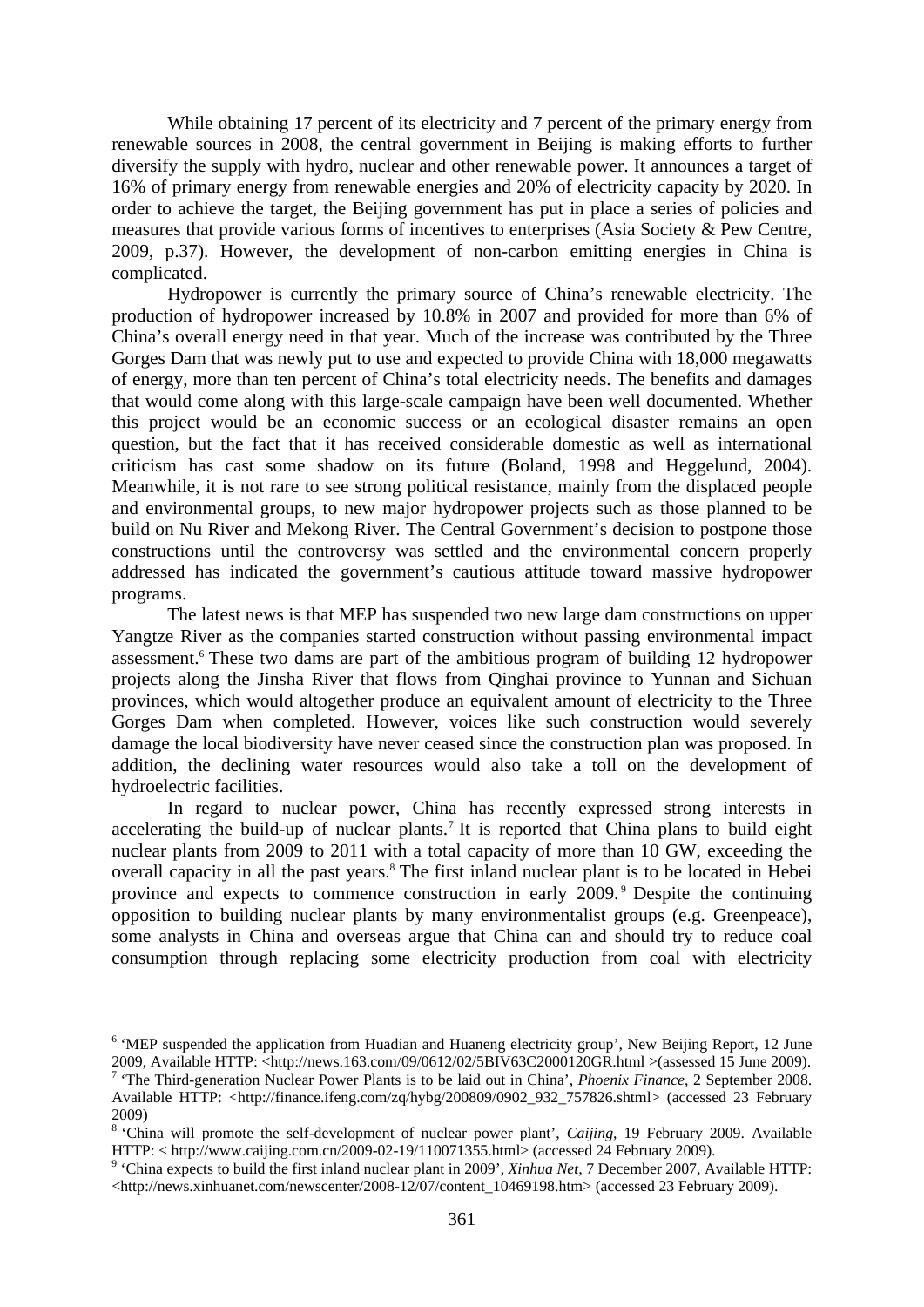While obtaining 17 percent of its electricity and 7 percent of the primary energy from renewable sources in 2008, the central government in Beijing is making efforts to further diversify the supply with hydro, nuclear and other renewable power. It announces a target of 16% of primary energy from renewable energies and 20% of electricity capacity by 2020. In order to achieve the target, the Beijing government has put in place a series of policies and measures that provide various forms of incentives to enterprises (Asia Society & Pew Centre, 2009, p.37). However, the development of non-carbon emitting energies in China is complicated.

Hydropower is currently the primary source of China's renewable electricity. The production of hydropower increased by 10.8% in 2007 and provided for more than 6% of China's overall energy need in that year. Much of the increase was contributed by the Three Gorges Dam that was newly put to use and expected to provide China with 18,000 megawatts of energy, more than ten percent of China's total electricity needs. The benefits and damages that would come along with this large-scale campaign have been well documented. Whether this project would be an economic success or an ecological disaster remains an open question, but the fact that it has received considerable domestic as well as international criticism has cast some shadow on its future (Boland, 1998 and Heggelund, 2004). Meanwhile, it is not rare to see strong political resistance, mainly from the displaced people and environmental groups, to new major hydropower projects such as those planned to be build on Nu River and Mekong River. The Central Government's decision to postpone those constructions until the controversy was settled and the environmental concern properly addressed has indicated the government's cautious attitude toward massive hydropower programs.

The latest news is that MEP has suspended two new large dam constructions on upper Yangtze River as the companies started construction without passing environmental impact assessment.[6] These two dams are part of the ambitious program of building 12 hydropower projects along the Jinsha River that flows from Qinghai province to Yunnan and Sichuan provinces, which would altogether produce an equivalent amount of electricity to the Three Gorges Dam when completed. However, voices like such construction would severely damage the local biodiversity have never ceased since the construction plan was proposed. In addition, the declining water resources would also take a toll on the development of hydroelectric facilities.

In regard to nuclear power, China has recently expressed strong interests in accelerating the build-up of nuclear plants.[7] It is reported that China plans to build eight nuclear plants from 2009 to 2011 with a total capacity of more than 10 GW, exceeding the overall capacity in all the past years.[8] The first inland nuclear plant is to be located in Hebei province and expects to commence construction in early 2009.[9] Despite the continuing opposition to building nuclear plants by many environmentalist groups (e.g. Greenpeace), some analysts in China and overseas argue that China can and should try to reduce coal consumption through replacing some electricity production from coal with electricity

---

[6] 'MEP suspended the application from Huadian and Huaneng electricity group', New Beijing Report, 12 June 2009, Available HTTP: <http://news.163.com/09/0612/02/5BIV63C2000120GR.html >(assessed 15 June 2009).

[7] 'The Third-generation Nuclear Power Plants is to be laid out in China', *Phoenix Finance*, 2 September 2008. Available HTTP: <http://finance.ifeng.com/zq/hybg/200809/0902_932_757826.shtml> (accessed 23 February 2009)

[8] 'China will promote the self-development of nuclear power plant', *Caijing*, 19 February 2009. Available HTTP: < http://www.caijing.com.cn/2009-02-19/110071355.html> (accessed 24 February 2009).

[9] 'China expects to build the first inland nuclear plant in 2009', *Xinhua Net*, 7 December 2007, Available HTTP: <http://news.xinhuanet.com/newscenter/2008-12/07/content_10469198.htm> (accessed 23 February 2009).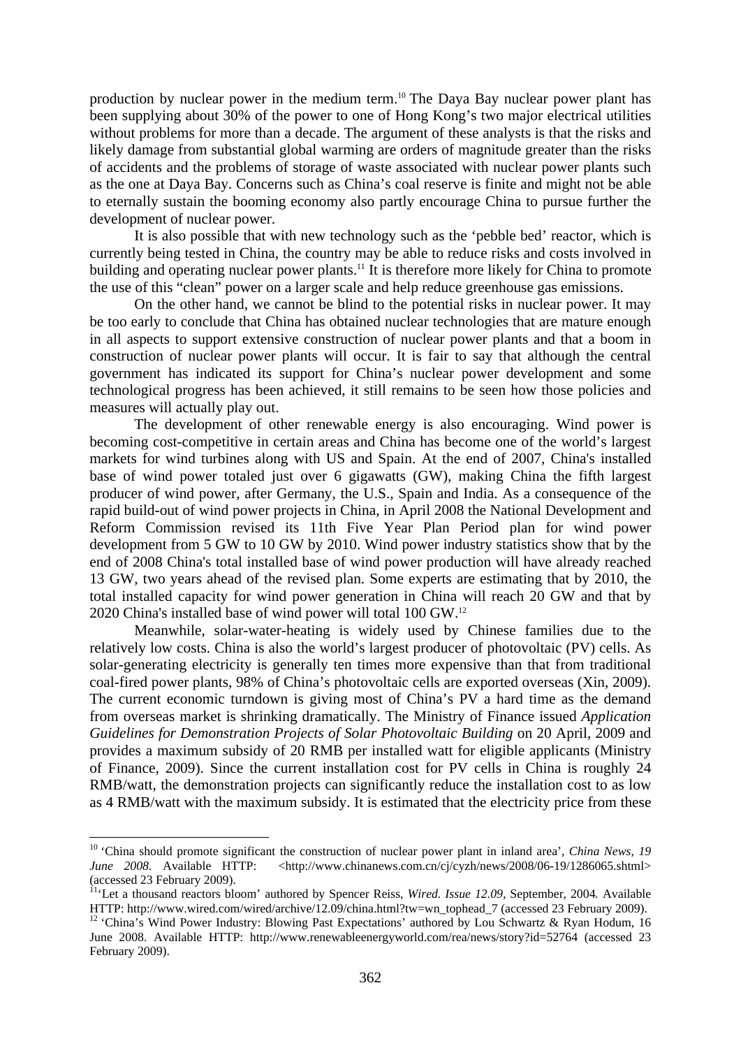production by nuclear power in the medium term.[10] The Daya Bay nuclear power plant has been supplying about 30% of the power to one of Hong Kong's two major electrical utilities without problems for more than a decade. The argument of these analysts is that the risks and likely damage from substantial global warming are orders of magnitude greater than the risks of accidents and the problems of storage of waste associated with nuclear power plants such as the one at Daya Bay. Concerns such as China's coal reserve is finite and might not be able to eternally sustain the booming economy also partly encourage China to pursue further the development of nuclear power.

It is also possible that with new technology such as the 'pebble bed' reactor, which is currently being tested in China, the country may be able to reduce risks and costs involved in building and operating nuclear power plants.[11] It is therefore more likely for China to promote the use of this "clean" power on a larger scale and help reduce greenhouse gas emissions.

On the other hand, we cannot be blind to the potential risks in nuclear power. It may be too early to conclude that China has obtained nuclear technologies that are mature enough in all aspects to support extensive construction of nuclear power plants and that a boom in construction of nuclear power plants will occur. It is fair to say that although the central government has indicated its support for China's nuclear power development and some technological progress has been achieved, it still remains to be seen how those policies and measures will actually play out.

The development of other renewable energy is also encouraging. Wind power is becoming cost-competitive in certain areas and China has become one of the world's largest markets for wind turbines along with US and Spain. At the end of 2007, China's installed base of wind power totaled just over 6 gigawatts (GW), making China the fifth largest producer of wind power, after Germany, the U.S., Spain and India. As a consequence of the rapid build-out of wind power projects in China, in April 2008 the National Development and Reform Commission revised its 11th Five Year Plan Period plan for wind power development from 5 GW to 10 GW by 2010. Wind power industry statistics show that by the end of 2008 China's total installed base of wind power production will have already reached 13 GW, two years ahead of the revised plan. Some experts are estimating that by 2010, the total installed capacity for wind power generation in China will reach 20 GW and that by 2020 China's installed base of wind power will total 100 GW.[12]

Meanwhile, solar-water-heating is widely used by Chinese families due to the relatively low costs. China is also the world's largest producer of photovoltaic (PV) cells. As solar-generating electricity is generally ten times more expensive than that from traditional coal-fired power plants, 98% of China's photovoltaic cells are exported overseas (Xin, 2009). The current economic turndown is giving most of China's PV a hard time as the demand from overseas market is shrinking dramatically. The Ministry of Finance issued *Application Guidelines for Demonstration Projects of Solar Photovoltaic Building* on 20 April, 2009 and provides a maximum subsidy of 20 RMB per installed watt for eligible applicants (Ministry of Finance, 2009). Since the current installation cost for PV cells in China is roughly 24 RMB/watt, the demonstration projects can significantly reduce the installation cost to as low as 4 RMB/watt with the maximum subsidy. It is estimated that the electricity price from these

---

[10] 'China should promote significant the construction of nuclear power plant in inland area', *China News, 19 June 2008.* Available HTTP: <http://www.chinanews.com.cn/cj/cyzh/news/2008/06-19/1286065.shtml> (accessed 23 February 2009).

[11] 'Let a thousand reactors bloom' authored by Spencer Reiss, *Wired. Issue 12.09*, September, 2004. Available HTTP: http://www.wired.com/wired/archive/12.09/china.html?tw=wn_tophead_7 (accessed 23 February 2009).

[12] 'China's Wind Power Industry: Blowing Past Expectations' authored by Lou Schwartz & Ryan Hodum, 16 June 2008. Available HTTP: http://www.renewableenergyworld.com/rea/news/story?id=52764 (accessed 23 February 2009).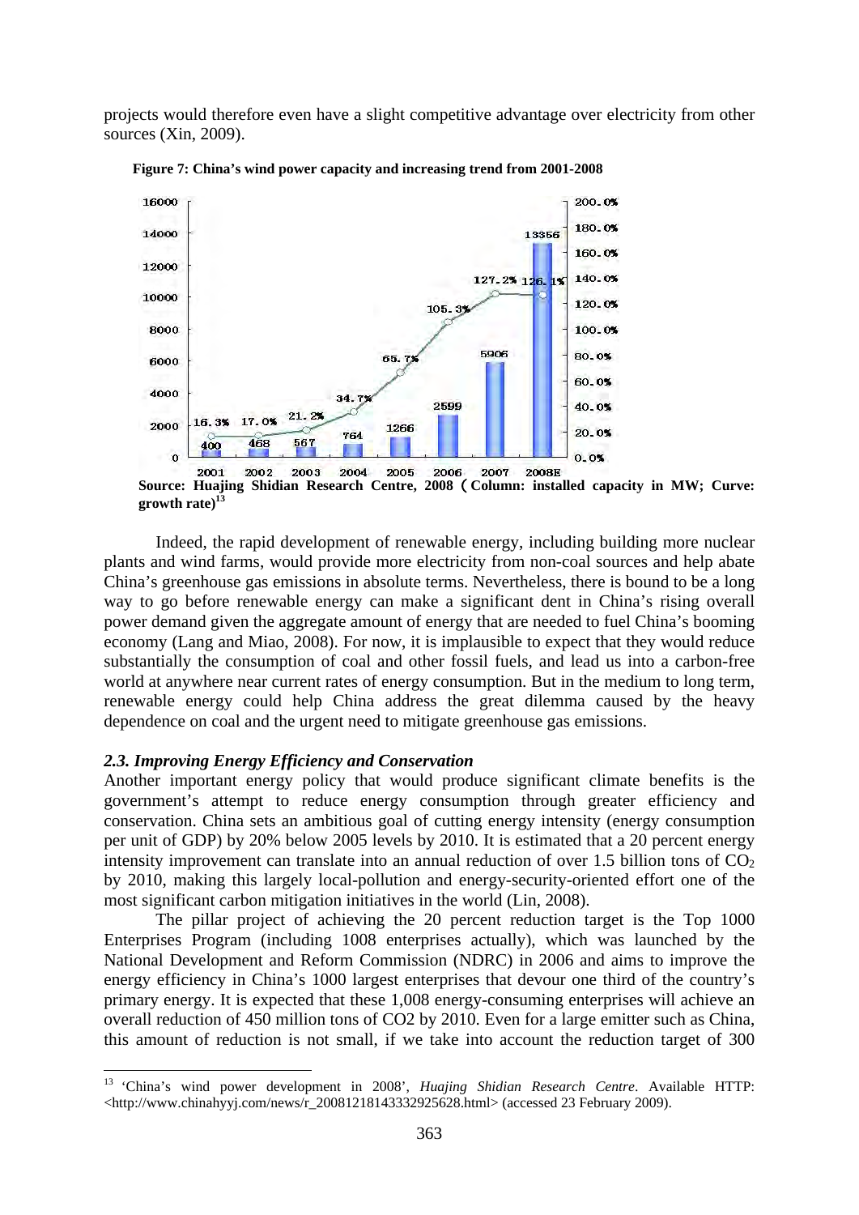projects would therefore even have a slight competitive advantage over electricity from other sources (Xin, 2009).

**Figure 7: China's wind power capacity and increasing trend from 2001-2008**

**Source: Huajing Shidian Research Centre, 2008（Column: installed capacity in MW; Curve: growth rate)[13]**

Indeed, the rapid development of renewable energy, including building more nuclear plants and wind farms, would provide more electricity from non-coal sources and help abate China's greenhouse gas emissions in absolute terms. Nevertheless, there is bound to be a long way to go before renewable energy can make a significant dent in China's rising overall power demand given the aggregate amount of energy that are needed to fuel China's booming economy (Lang and Miao, 2008). For now, it is implausible to expect that they would reduce substantially the consumption of coal and other fossil fuels, and lead us into a carbon-free world at anywhere near current rates of energy consumption. But in the medium to long term, renewable energy could help China address the great dilemma caused by the heavy dependence on coal and the urgent need to mitigate greenhouse gas emissions.

### *2.3. Improving Energy Efficiency and Conservation*

Another important energy policy that would produce significant climate benefits is the government's attempt to reduce energy consumption through greater efficiency and conservation. China sets an ambitious goal of cutting energy intensity (energy consumption per unit of GDP) by 20% below 2005 levels by 2010. It is estimated that a 20 percent energy intensity improvement can translate into an annual reduction of over 1.5 billion tons of $CO_2$ by 2010, making this largely local-pollution and energy-security-oriented effort one of the most significant carbon mitigation initiatives in the world (Lin, 2008).

The pillar project of achieving the 20 percent reduction target is the Top 1000 Enterprises Program (including 1008 enterprises actually), which was launched by the National Development and Reform Commission (NDRC) in 2006 and aims to improve the energy efficiency in China's 1000 largest enterprises that devour one third of the country's primary energy. It is expected that these 1,008 energy-consuming enterprises will achieve an overall reduction of 450 million tons of CO2 by 2010. Even for a large emitter such as China, this amount of reduction is not small, if we take into account the reduction target of 300

---

[13] 'China's wind power development in 2008', *Huajing Shidian Research Centre*. Available HTTP: <http://www.chinahyyj.com/news/r_20081218143332925628.html> (accessed 23 February 2009).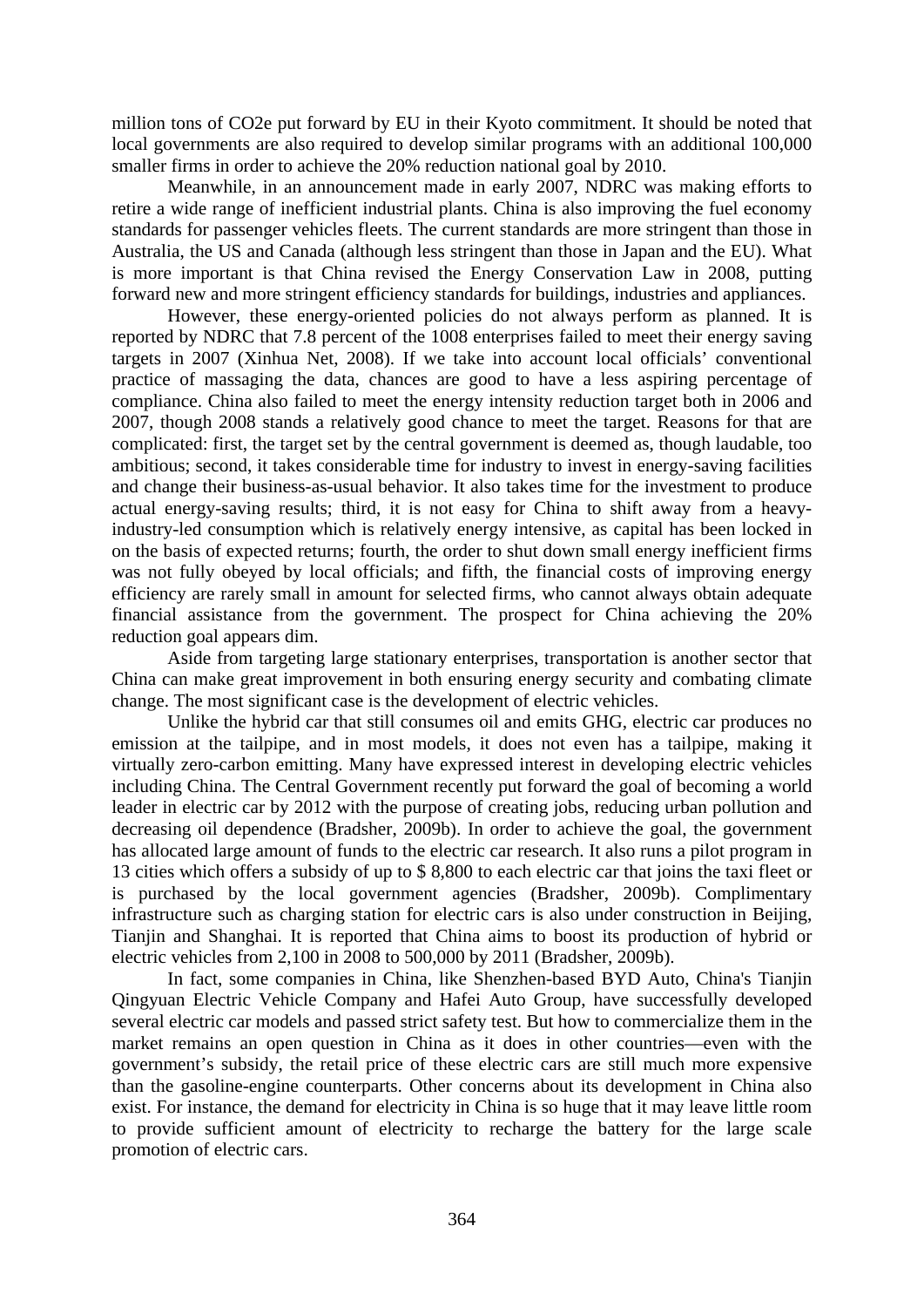million tons of $CO_2e$ put forward by EU in their Kyoto commitment. It should be noted that local governments are also required to develop similar programs with an additional 100,000 smaller firms in order to achieve the 20% reduction national goal by 2010.

Meanwhile, in an announcement made in early 2007, NDRC was making efforts to retire a wide range of inefficient industrial plants. China is also improving the fuel economy standards for passenger vehicles fleets. The current standards are more stringent than those in Australia, the US and Canada (although less stringent than those in Japan and the EU). What is more important is that China revised the Energy Conservation Law in 2008, putting forward new and more stringent efficiency standards for buildings, industries and appliances.

However, these energy-oriented policies do not always perform as planned. It is reported by NDRC that 7.8 percent of the 1008 enterprises failed to meet their energy saving targets in 2007 (Xinhua Net, 2008). If we take into account local officials' conventional practice of massaging the data, chances are good to have a less aspiring percentage of compliance. China also failed to meet the energy intensity reduction target both in 2006 and 2007, though 2008 stands a relatively good chance to meet the target. Reasons for that are complicated: first, the target set by the central government is deemed as, though laudable, too ambitious; second, it takes considerable time for industry to invest in energy-saving facilities and change their business-as-usual behavior. It also takes time for the investment to produce actual energy-saving results; third, it is not easy for China to shift away from a heavy-industry-led consumption which is relatively energy intensive, as capital has been locked in on the basis of expected returns; fourth, the order to shut down small energy inefficient firms was not fully obeyed by local officials; and fifth, the financial costs of improving energy efficiency are rarely small in amount for selected firms, who cannot always obtain adequate financial assistance from the government. The prospect for China achieving the 20% reduction goal appears dim.

Aside from targeting large stationary enterprises, transportation is another sector that China can make great improvement in both ensuring energy security and combating climate change. The most significant case is the development of electric vehicles.

Unlike the hybrid car that still consumes oil and emits GHG, electric car produces no emission at the tailpipe, and in most models, it does not even has a tailpipe, making it virtually zero-carbon emitting. Many have expressed interest in developing electric vehicles including China. The Central Government recently put forward the goal of becoming a world leader in electric car by 2012 with the purpose of creating jobs, reducing urban pollution and decreasing oil dependence (Bradsher, 2009b). In order to achieve the goal, the government has allocated large amount of funds to the electric car research. It also runs a pilot program in 13 cities which offers a subsidy of up to \$ 8,800 to each electric car that joins the taxi fleet or is purchased by the local government agencies (Bradsher, 2009b). Complimentary infrastructure such as charging station for electric cars is also under construction in Beijing, Tianjin and Shanghai. It is reported that China aims to boost its production of hybrid or electric vehicles from 2,100 in 2008 to 500,000 by 2011 (Bradsher, 2009b).

In fact, some companies in China, like Shenzhen-based BYD Auto, China's Tianjin Qingyuan Electric Vehicle Company and Hafei Auto Group, have successfully developed several electric car models and passed strict safety test. But how to commercialize them in the market remains an open question in China as it does in other countries—even with the government's subsidy, the retail price of these electric cars are still much more expensive than the gasoline-engine counterparts. Other concerns about its development in China also exist. For instance, the demand for electricity in China is so huge that it may leave little room to provide sufficient amount of electricity to recharge the battery for the large scale promotion of electric cars.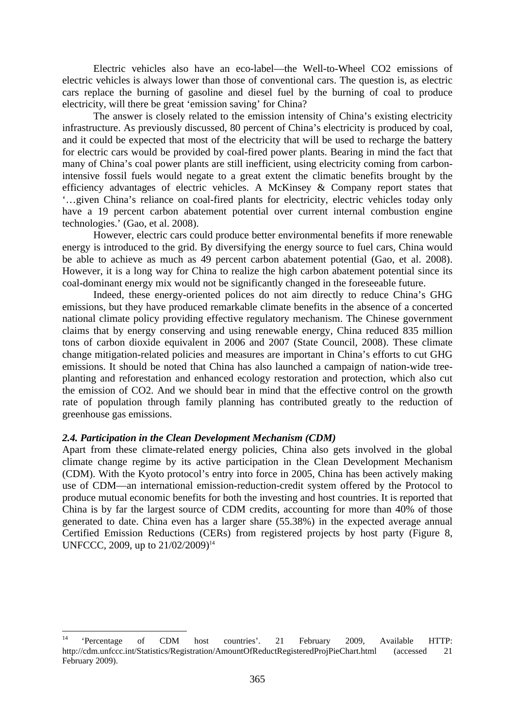Electric vehicles also have an eco-label—the Well-to-Wheel $CO_2$ emissions of electric vehicles is always lower than those of conventional cars. The question is, as electric cars replace the burning of gasoline and diesel fuel by the burning of coal to produce electricity, will there be great 'emission saving' for China?

The answer is closely related to the emission intensity of China's existing electricity infrastructure. As previously discussed, 80 percent of China's electricity is produced by coal, and it could be expected that most of the electricity that will be used to recharge the battery for electric cars would be provided by coal-fired power plants. Bearing in mind the fact that many of China's coal power plants are still inefficient, using electricity coming from carbon-intensive fossil fuels would negate to a great extent the climatic benefits brought by the efficiency advantages of electric vehicles. A McKinsey & Company report states that '…given China's reliance on coal-fired plants for electricity, electric vehicles today only have a 19 percent carbon abatement potential over current internal combustion engine technologies.' (Gao, et al. 2008).

However, electric cars could produce better environmental benefits if more renewable energy is introduced to the grid. By diversifying the energy source to fuel cars, China would be able to achieve as much as 49 percent carbon abatement potential (Gao, et al. 2008). However, it is a long way for China to realize the high carbon abatement potential since its coal-dominant energy mix would not be significantly changed in the foreseeable future.

Indeed, these energy-oriented polices do not aim directly to reduce China's GHG emissions, but they have produced remarkable climate benefits in the absence of a concerted national climate policy providing effective regulatory mechanism. The Chinese government claims that by energy conserving and using renewable energy, China reduced 835 million tons of carbon dioxide equivalent in 2006 and 2007 (State Council, 2008). These climate change mitigation-related policies and measures are important in China's efforts to cut GHG emissions. It should be noted that China has also launched a campaign of nation-wide tree-planting and reforestation and enhanced ecology restoration and protection, which also cut the emission of $CO_2$. And we should bear in mind that the effective control on the growth rate of population through family planning has contributed greatly to the reduction of greenhouse gas emissions.

### *2.4. Participation in the Clean Development Mechanism (CDM)*

Apart from these climate-related energy policies, China also gets involved in the global climate change regime by its active participation in the Clean Development Mechanism (CDM). With the Kyoto protocol's entry into force in 2005, China has been actively making use of CDM—an international emission-reduction-credit system offered by the Protocol to produce mutual economic benefits for both the investing and host countries. It is reported that China is by far the largest source of CDM credits, accounting for more than 40% of those generated to date. China even has a larger share (55.38%) in the expected average annual Certified Emission Reductions (CERs) from registered projects by host party (Figure 8, UNFCCC, 2009, up to 21/02/2009)[14]

[14] 'Percentage of CDM host countries'. 21 February 2009, Available HTTP: http://cdm.unfccc.int/Statistics/Registration/AmountOfReductRegisteredProjPieChart.html (accessed 21 February 2009).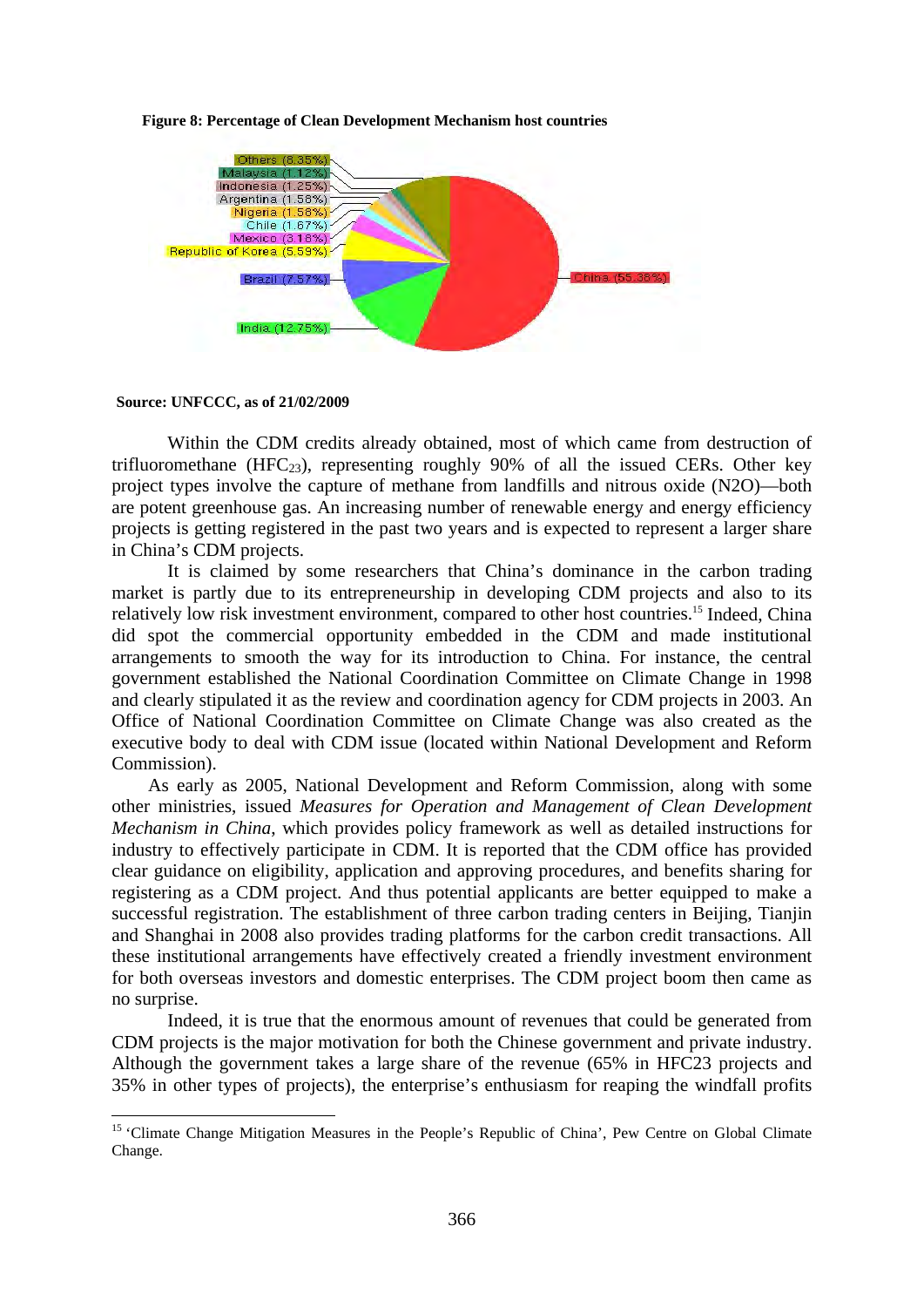**Figure 8: Percentage of Clean Development Mechanism host countries**

Others (8.35%)
Malaysia (1.12%)
Indonesia (1.25%)
Argentina (1.58%)
Nigeria (1.58%)
Chile (1.67%)
Mexico (3.18%)
Republic of Korea (5.59%)
Brazil (7.57%)
India (12.75%)
China (55.38%)

**Source: UNFCCC, as of 21/02/2009**

Within the CDM credits already obtained, most of which came from destruction of trifluoromethane ($HFC_{23}$), representing roughly 90% of all the issued CERs. Other key project types involve the capture of methane from landfills and nitrous oxide (N2O)—both are potent greenhouse gas. An increasing number of renewable energy and energy efficiency projects is getting registered in the past two years and is expected to represent a larger share in China's CDM projects.

It is claimed by some researchers that China's dominance in the carbon trading market is partly due to its entrepreneurship in developing CDM projects and also to its relatively low risk investment environment, compared to other host countries.[15] Indeed, China did spot the commercial opportunity embedded in the CDM and made institutional arrangements to smooth the way for its introduction to China. For instance, the central government established the National Coordination Committee on Climate Change in 1998 and clearly stipulated it as the review and coordination agency for CDM projects in 2003. An Office of National Coordination Committee on Climate Change was also created as the executive body to deal with CDM issue (located within National Development and Reform Commission).

As early as 2005, National Development and Reform Commission, along with some other ministries, issued *Measures for Operation and Management of Clean Development Mechanism in China*, which provides policy framework as well as detailed instructions for industry to effectively participate in CDM. It is reported that the CDM office has provided clear guidance on eligibility, application and approving procedures, and benefits sharing for registering as a CDM project. And thus potential applicants are better equipped to make a successful registration. The establishment of three carbon trading centers in Beijing, Tianjin and Shanghai in 2008 also provides trading platforms for the carbon credit transactions. All these institutional arrangements have effectively created a friendly investment environment for both overseas investors and domestic enterprises. The CDM project boom then came as no surprise.

Indeed, it is true that the enormous amount of revenues that could be generated from CDM projects is the major motivation for both the Chinese government and private industry. Although the government takes a large share of the revenue (65% in HFC23 projects and 35% in other types of projects), the enterprise's enthusiasm for reaping the windfall profits

[15] 'Climate Change Mitigation Measures in the People's Republic of China', Pew Centre on Global Climate Change.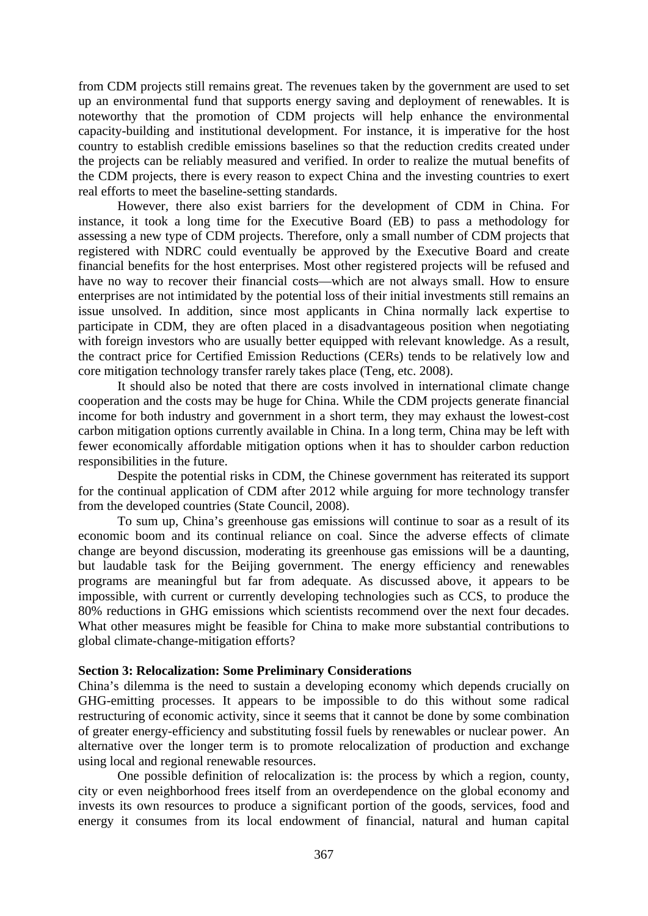from CDM projects still remains great. The revenues taken by the government are used to set up an environmental fund that supports energy saving and deployment of renewables. It is noteworthy that the promotion of CDM projects will help enhance the environmental capacity-building and institutional development. For instance, it is imperative for the host country to establish credible emissions baselines so that the reduction credits created under the projects can be reliably measured and verified. In order to realize the mutual benefits of the CDM projects, there is every reason to expect China and the investing countries to exert real efforts to meet the baseline-setting standards.

However, there also exist barriers for the development of CDM in China. For instance, it took a long time for the Executive Board (EB) to pass a methodology for assessing a new type of CDM projects. Therefore, only a small number of CDM projects that registered with NDRC could eventually be approved by the Executive Board and create financial benefits for the host enterprises. Most other registered projects will be refused and have no way to recover their financial costs—which are not always small. How to ensure enterprises are not intimidated by the potential loss of their initial investments still remains an issue unsolved. In addition, since most applicants in China normally lack expertise to participate in CDM, they are often placed in a disadvantageous position when negotiating with foreign investors who are usually better equipped with relevant knowledge. As a result, the contract price for Certified Emission Reductions (CERs) tends to be relatively low and core mitigation technology transfer rarely takes place (Teng, etc. 2008).

It should also be noted that there are costs involved in international climate change cooperation and the costs may be huge for China. While the CDM projects generate financial income for both industry and government in a short term, they may exhaust the lowest-cost carbon mitigation options currently available in China. In a long term, China may be left with fewer economically affordable mitigation options when it has to shoulder carbon reduction responsibilities in the future.

Despite the potential risks in CDM, the Chinese government has reiterated its support for the continual application of CDM after 2012 while arguing for more technology transfer from the developed countries (State Council, 2008).

To sum up, China's greenhouse gas emissions will continue to soar as a result of its economic boom and its continual reliance on coal. Since the adverse effects of climate change are beyond discussion, moderating its greenhouse gas emissions will be a daunting, but laudable task for the Beijing government. The energy efficiency and renewables programs are meaningful but far from adequate. As discussed above, it appears to be impossible, with current or currently developing technologies such as CCS, to produce the 80% reductions in GHG emissions which scientists recommend over the next four decades. What other measures might be feasible for China to make more substantial contributions to global climate-change-mitigation efforts?

**Section 3: Relocalization: Some Preliminary Considerations**

China's dilemma is the need to sustain a developing economy which depends crucially on GHG-emitting processes. It appears to be impossible to do this without some radical restructuring of economic activity, since it seems that it cannot be done by some combination of greater energy-efficiency and substituting fossil fuels by renewables or nuclear power. An alternative over the longer term is to promote relocalization of production and exchange using local and regional renewable resources.

One possible definition of relocalization is: the process by which a region, county, city or even neighborhood frees itself from an overdependence on the global economy and invests its own resources to produce a significant portion of the goods, services, food and energy it consumes from its local endowment of financial, natural and human capital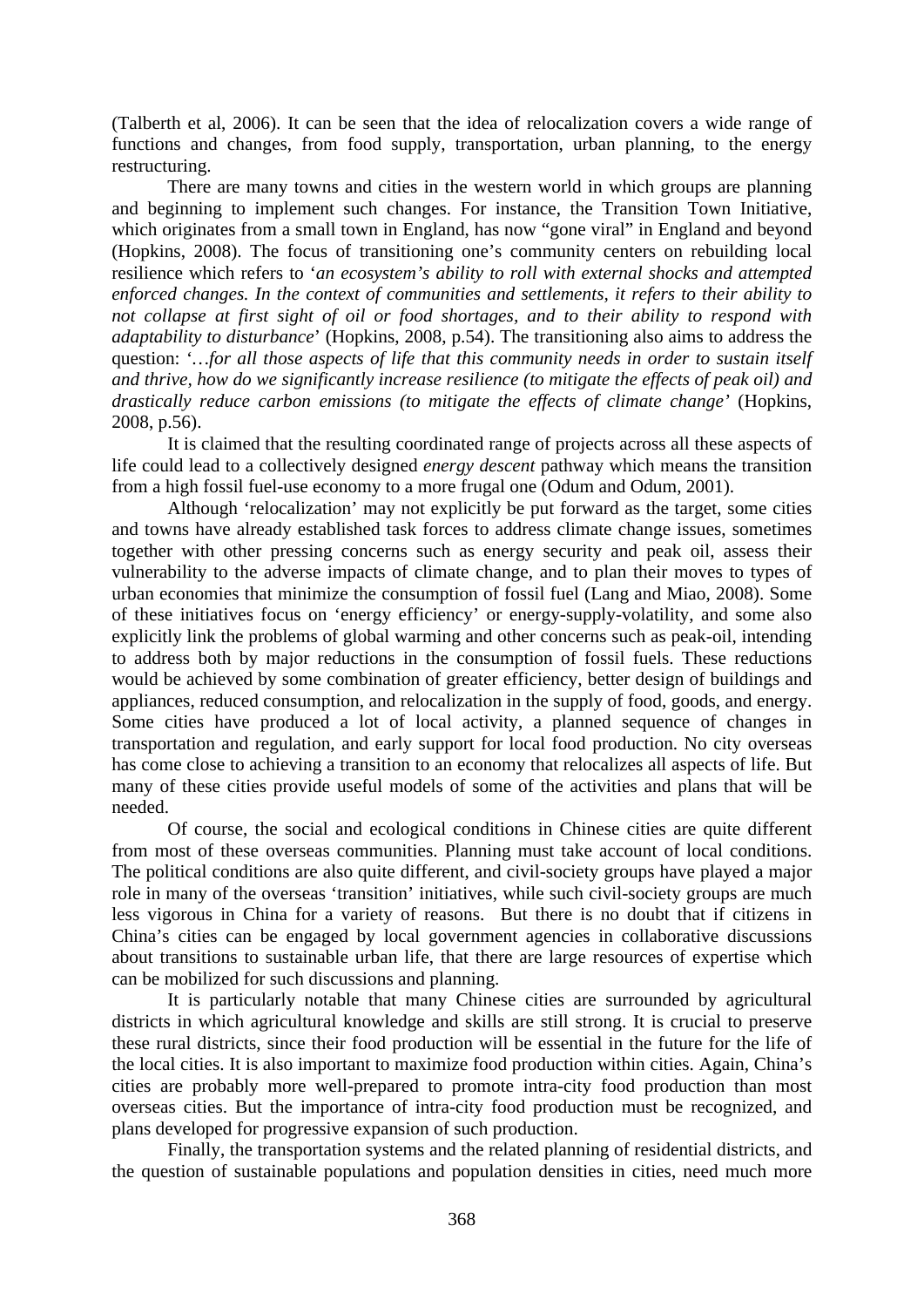(Talberth et al, 2006). It can be seen that the idea of relocalization covers a wide range of functions and changes, from food supply, transportation, urban planning, to the energy restructuring.

There are many towns and cities in the western world in which groups are planning and beginning to implement such changes. For instance, the Transition Town Initiative, which originates from a small town in England, has now "gone viral" in England and beyond (Hopkins, 2008). The focus of transitioning one's community centers on rebuilding local resilience which refers to '*an ecosystem's ability to roll with external shocks and attempted enforced changes. In the context of communities and settlements, it refers to their ability to not collapse at first sight of oil or food shortages, and to their ability to respond with adaptability to disturbance*' (Hopkins, 2008, p.54). The transitioning also aims to address the question: '*…for all those aspects of life that this community needs in order to sustain itself and thrive, how do we significantly increase resilience (to mitigate the effects of peak oil) and drastically reduce carbon emissions (to mitigate the effects of climate change'* (Hopkins, 2008, p.56).

It is claimed that the resulting coordinated range of projects across all these aspects of life could lead to a collectively designed *energy descent* pathway which means the transition from a high fossil fuel-use economy to a more frugal one (Odum and Odum, 2001).

Although 'relocalization' may not explicitly be put forward as the target, some cities and towns have already established task forces to address climate change issues, sometimes together with other pressing concerns such as energy security and peak oil, assess their vulnerability to the adverse impacts of climate change, and to plan their moves to types of urban economies that minimize the consumption of fossil fuel (Lang and Miao, 2008). Some of these initiatives focus on 'energy efficiency' or energy-supply-volatility, and some also explicitly link the problems of global warming and other concerns such as peak-oil, intending to address both by major reductions in the consumption of fossil fuels. These reductions would be achieved by some combination of greater efficiency, better design of buildings and appliances, reduced consumption, and relocalization in the supply of food, goods, and energy. Some cities have produced a lot of local activity, a planned sequence of changes in transportation and regulation, and early support for local food production. No city overseas has come close to achieving a transition to an economy that relocalizes all aspects of life. But many of these cities provide useful models of some of the activities and plans that will be needed.

Of course, the social and ecological conditions in Chinese cities are quite different from most of these overseas communities. Planning must take account of local conditions. The political conditions are also quite different, and civil-society groups have played a major role in many of the overseas 'transition' initiatives, while such civil-society groups are much less vigorous in China for a variety of reasons. But there is no doubt that if citizens in China's cities can be engaged by local government agencies in collaborative discussions about transitions to sustainable urban life, that there are large resources of expertise which can be mobilized for such discussions and planning.

It is particularly notable that many Chinese cities are surrounded by agricultural districts in which agricultural knowledge and skills are still strong. It is crucial to preserve these rural districts, since their food production will be essential in the future for the life of the local cities. It is also important to maximize food production within cities. Again, China's cities are probably more well-prepared to promote intra-city food production than most overseas cities. But the importance of intra-city food production must be recognized, and plans developed for progressive expansion of such production.

Finally, the transportation systems and the related planning of residential districts, and the question of sustainable populations and population densities in cities, need much more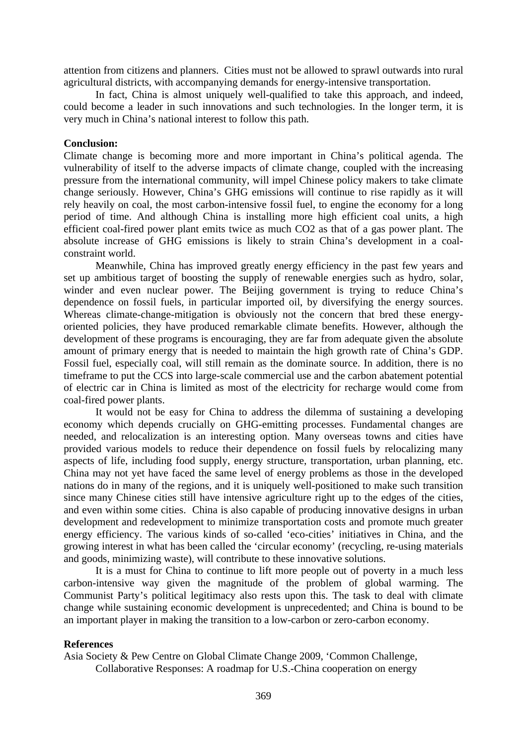attention from citizens and planners. Cities must not be allowed to sprawl outwards into rural agricultural districts, with accompanying demands for energy-intensive transportation.

In fact, China is almost uniquely well-qualified to take this approach, and indeed, could become a leader in such innovations and such technologies. In the longer term, it is very much in China's national interest to follow this path.

**Conclusion:**

Climate change is becoming more and more important in China's political agenda. The vulnerability of itself to the adverse impacts of climate change, coupled with the increasing pressure from the international community, will impel Chinese policy makers to take climate change seriously. However, China's GHG emissions will continue to rise rapidly as it will rely heavily on coal, the most carbon-intensive fossil fuel, to engine the economy for a long period of time. And although China is installing more high efficient coal units, a high efficient coal-fired power plant emits twice as much CO2 as that of a gas power plant. The absolute increase of GHG emissions is likely to strain China's development in a coal-constraint world.

Meanwhile, China has improved greatly energy efficiency in the past few years and set up ambitious target of boosting the supply of renewable energies such as hydro, solar, winder and even nuclear power. The Beijing government is trying to reduce China's dependence on fossil fuels, in particular imported oil, by diversifying the energy sources. Whereas climate-change-mitigation is obviously not the concern that bred these energy-oriented policies, they have produced remarkable climate benefits. However, although the development of these programs is encouraging, they are far from adequate given the absolute amount of primary energy that is needed to maintain the high growth rate of China's GDP. Fossil fuel, especially coal, will still remain as the dominate source. In addition, there is no timeframe to put the CCS into large-scale commercial use and the carbon abatement potential of electric car in China is limited as most of the electricity for recharge would come from coal-fired power plants.

It would not be easy for China to address the dilemma of sustaining a developing economy which depends crucially on GHG-emitting processes. Fundamental changes are needed, and relocalization is an interesting option. Many overseas towns and cities have provided various models to reduce their dependence on fossil fuels by relocalizing many aspects of life, including food supply, energy structure, transportation, urban planning, etc. China may not yet have faced the same level of energy problems as those in the developed nations do in many of the regions, and it is uniquely well-positioned to make such transition since many Chinese cities still have intensive agriculture right up to the edges of the cities, and even within some cities. China is also capable of producing innovative designs in urban development and redevelopment to minimize transportation costs and promote much greater energy efficiency. The various kinds of so-called 'eco-cities' initiatives in China, and the growing interest in what has been called the 'circular economy' (recycling, re-using materials and goods, minimizing waste), will contribute to these innovative solutions.

It is a must for China to continue to lift more people out of poverty in a much less carbon-intensive way given the magnitude of the problem of global warming. The Communist Party's political legitimacy also rests upon this. The task to deal with climate change while sustaining economic development is unprecedented; and China is bound to be an important player in making the transition to a low-carbon or zero-carbon economy.

**References**

Asia Society & Pew Centre on Global Climate Change 2009, 'Common Challenge, Collaborative Responses: A roadmap for U.S.-China cooperation on energy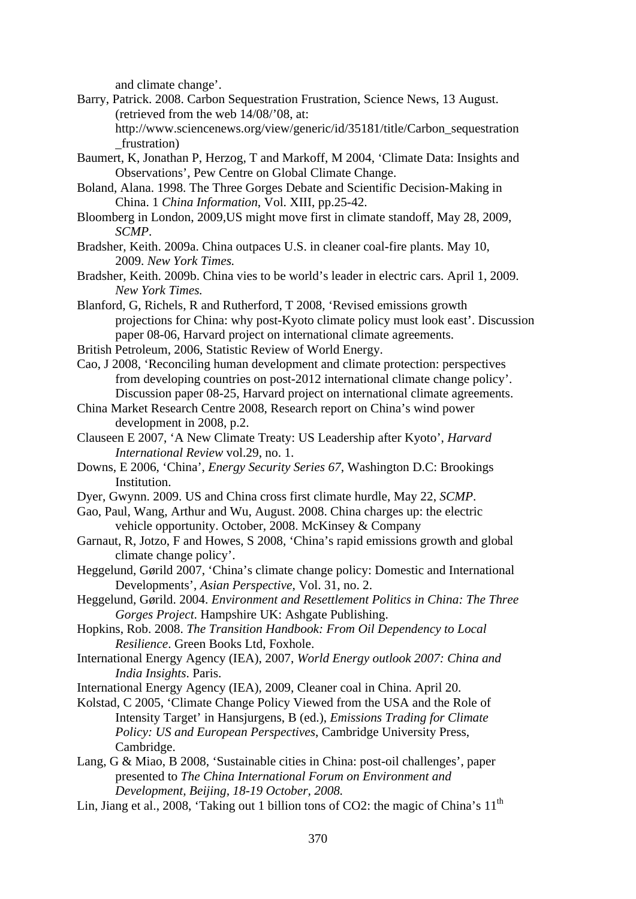and climate change'.

Barry, Patrick. 2008. Carbon Sequestration Frustration, Science News, 13 August. (retrieved from the web 14/08/'08, at: http://www.sciencenews.org/view/generic/id/35181/title/Carbon_sequestration_frustration)

Baumert, K, Jonathan P, Herzog, T and Markoff, M 2004, 'Climate Data: Insights and Observations', Pew Centre on Global Climate Change.

Boland, Alana. 1998. The Three Gorges Debate and Scientific Decision-Making in China. 1 *China Information*, Vol. XIII, pp.25-42.

Bloomberg in London, 2009,US might move first in climate standoff, May 28, 2009, *SCMP*.

Bradsher, Keith. 2009a. China outpaces U.S. in cleaner coal-fire plants. May 10, 2009. *New York Times.*

Bradsher, Keith. 2009b. China vies to be world's leader in electric cars. April 1, 2009. *New York Times.*

Blanford, G, Richels, R and Rutherford, T 2008, 'Revised emissions growth projections for China: why post-Kyoto climate policy must look east'. Discussion paper 08-06, Harvard project on international climate agreements.

British Petroleum, 2006, Statistic Review of World Energy.

Cao, J 2008, 'Reconciling human development and climate protection: perspectives from developing countries on post-2012 international climate change policy'. Discussion paper 08-25, Harvard project on international climate agreements.

China Market Research Centre 2008, Research report on China's wind power development in 2008, p.2.

Clauseen E 2007, 'A New Climate Treaty: US Leadership after Kyoto', *Harvard International Review* vol.29, no. 1.

Downs, E 2006, 'China', *Energy Security Series 67*, Washington D.C: Brookings Institution.

Dyer, Gwynn. 2009. US and China cross first climate hurdle, May 22, *SCMP*.

Gao, Paul, Wang, Arthur and Wu, August. 2008. China charges up: the electric vehicle opportunity. October, 2008. McKinsey & Company

Garnaut, R, Jotzo, F and Howes, S 2008, 'China's rapid emissions growth and global climate change policy'.

Heggelund, Gørild 2007, 'China's climate change policy: Domestic and International Developments', *Asian Perspective*, Vol. 31, no. 2.

Heggelund, Gørild. 2004. *Environment and Resettlement Politics in China: The Three Gorges Project*. Hampshire UK: Ashgate Publishing.

Hopkins, Rob. 2008. *The Transition Handbook: From Oil Dependency to Local Resilience*. Green Books Ltd, Foxhole.

International Energy Agency (IEA), 2007, *World Energy outlook 2007: China and India Insights*. Paris.

International Energy Agency (IEA), 2009, Cleaner coal in China. April 20.

Kolstad, C 2005, 'Climate Change Policy Viewed from the USA and the Role of Intensity Target' in Hansjurgens, B (ed.), *Emissions Trading for Climate Policy: US and European Perspectives*, Cambridge University Press, Cambridge.

Lang, G & Miao, B 2008, 'Sustainable cities in China: post-oil challenges', paper presented to *The China International Forum on Environment and Development, Beijing, 18-19 October, 2008.*

Lin, Jiang et al., 2008, 'Taking out 1 billion tons of CO2: the magic of China's 11th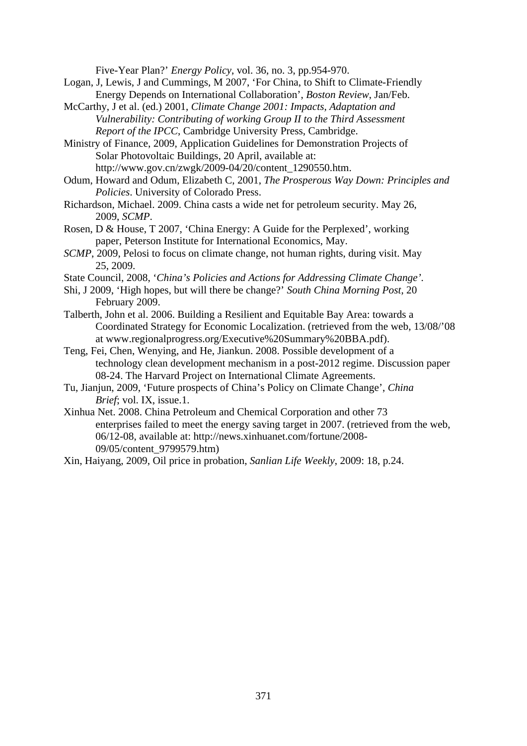Five-Year Plan?' *Energy Policy*, vol. 36, no. 3, pp.954-970.

Logan, J, Lewis, J and Cummings, M 2007, 'For China, to Shift to Climate-Friendly Energy Depends on International Collaboration', *Boston Review*, Jan/Feb.

McCarthy, J et al. (ed.) 2001, *Climate Change 2001: Impacts, Adaptation and Vulnerability: Contributing of working Group II to the Third Assessment Report of the IPCC*, Cambridge University Press, Cambridge.

Ministry of Finance, 2009, Application Guidelines for Demonstration Projects of Solar Photovoltaic Buildings, 20 April, available at: http://www.gov.cn/zwgk/2009-04/20/content_1290550.htm.

Odum, Howard and Odum, Elizabeth C, 2001, *The Prosperous Way Down: Principles and Policies*. University of Colorado Press.

Richardson, Michael. 2009. China casts a wide net for petroleum security. May 26, 2009, *SCMP*.

Rosen, D & House, T 2007, 'China Energy: A Guide for the Perplexed', working paper, Peterson Institute for International Economics, May.

*SCMP*, 2009, Pelosi to focus on climate change, not human rights, during visit. May 25, 2009.

State Council, 2008, '*China's Policies and Actions for Addressing Climate Change'*.

Shi, J 2009, 'High hopes, but will there be change?' *South China Morning Post*, 20 February 2009.

Talberth, John et al. 2006. Building a Resilient and Equitable Bay Area: towards a Coordinated Strategy for Economic Localization. (retrieved from the web, 13/08/'08 at www.regionalprogress.org/Executive%20Summary%20BBA.pdf).

Teng, Fei, Chen, Wenying, and He, Jiankun. 2008. Possible development of a technology clean development mechanism in a post-2012 regime. Discussion paper 08-24. The Harvard Project on International Climate Agreements.

Tu, Jianjun, 2009, 'Future prospects of China's Policy on Climate Change', *China Brief*; vol. IX, issue.1.

Xinhua Net. 2008. China Petroleum and Chemical Corporation and other 73 enterprises failed to meet the energy saving target in 2007. (retrieved from the web, 06/12-08, available at: http://news.xinhuanet.com/fortune/2008-09/05/content_9799579.htm)

Xin, Haiyang, 2009, Oil price in probation, *Sanlian Life Weekly*, 2009: 18, p.24.